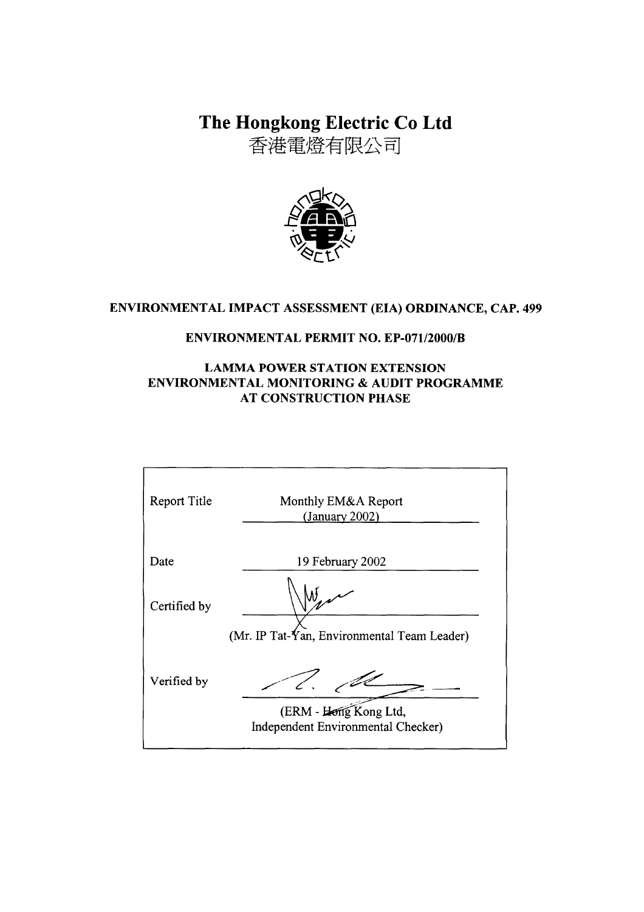# The Hongkong Electric Co Ltd

香港電燈有限公司

**ENVIRONMENTAL IMPACT ASSESSMENT (EIA) ORDINANCE, CAP. 499**

**ENVIRONMENTAL PERMIT NO. EP-071/2000/B**

**LAMMA POWER STATION EXTENSION**
**ENVIRONMENTAL MONITORING & AUDIT PROGRAMME**
**AT CONSTRUCTION PHASE**

| | |
|---|---|
| Report Title | Monthly EM&A Report (January 2002) |
| Date | 19 February 2002 |
| Certified by | (Mr. IP Tat-Yan, Environmental Team Leader) |
| Verified by | (ERM - Hong Kong Ltd, Independent Environmental Checker) |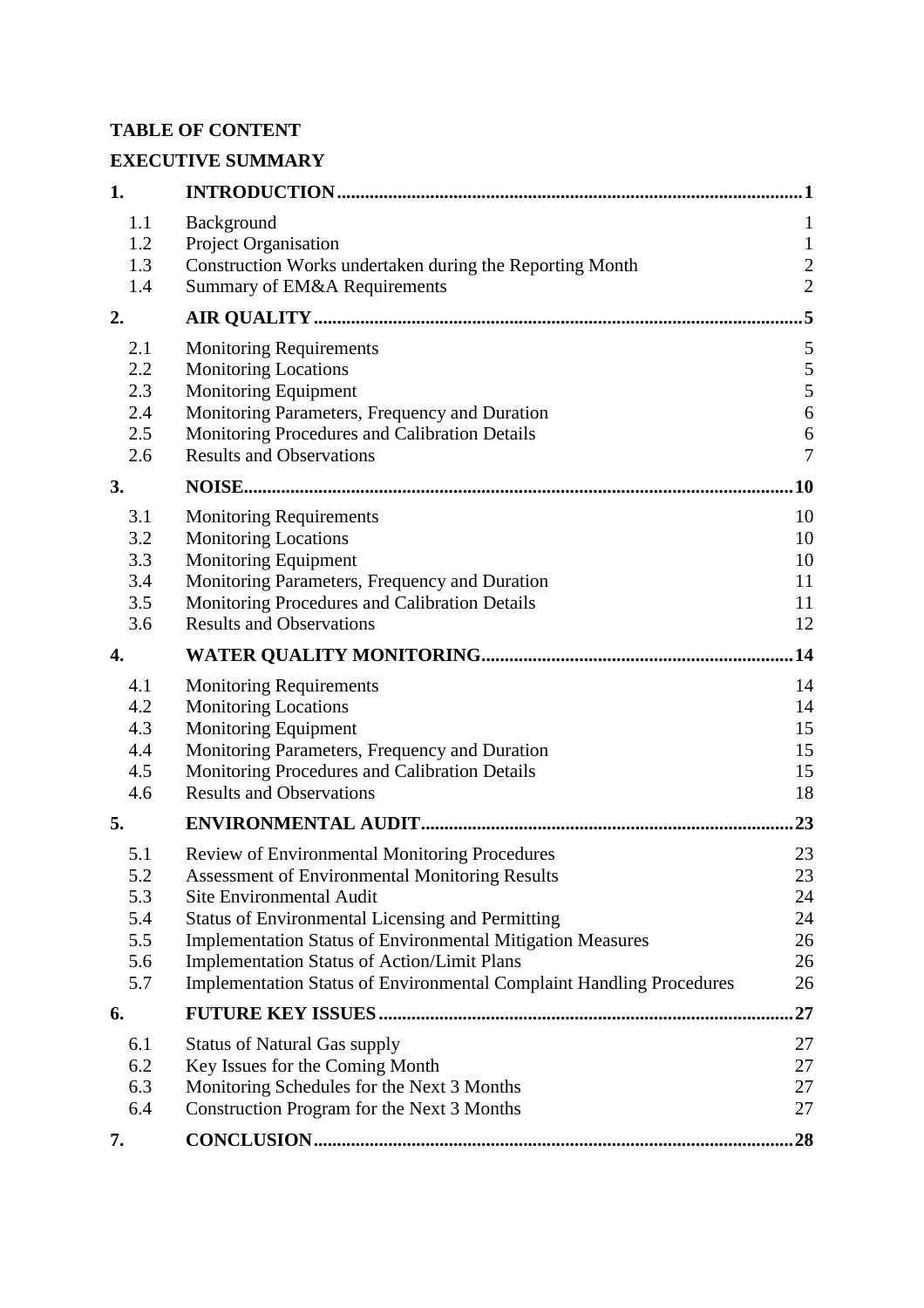**TABLE OF CONTENT**

**EXECUTIVE SUMMARY**

| | | |
|---|---|---|
| **1.** | **INTRODUCTION** | **1** |
| 1.1 | Background | 1 |
| 1.2 | Project Organisation | 1 |
| 1.3 | Construction Works undertaken during the Reporting Month | 2 |
| 1.4 | Summary of EM&A Requirements | 2 |
| **2.** | **AIR QUALITY** | **5** |
| 2.1 | Monitoring Requirements | 5 |
| 2.2 | Monitoring Locations | 5 |
| 2.3 | Monitoring Equipment | 5 |
| 2.4 | Monitoring Parameters, Frequency and Duration | 6 |
| 2.5 | Monitoring Procedures and Calibration Details | 6 |
| 2.6 | Results and Observations | 7 |
| **3.** | **NOISE** | **10** |
| 3.1 | Monitoring Requirements | 10 |
| 3.2 | Monitoring Locations | 10 |
| 3.3 | Monitoring Equipment | 10 |
| 3.4 | Monitoring Parameters, Frequency and Duration | 11 |
| 3.5 | Monitoring Procedures and Calibration Details | 11 |
| 3.6 | Results and Observations | 12 |
| **4.** | **WATER QUALITY MONITORING** | **14** |
| 4.1 | Monitoring Requirements | 14 |
| 4.2 | Monitoring Locations | 14 |
| 4.3 | Monitoring Equipment | 15 |
| 4.4 | Monitoring Parameters, Frequency and Duration | 15 |
| 4.5 | Monitoring Procedures and Calibration Details | 15 |
| 4.6 | Results and Observations | 18 |
| **5.** | **ENVIRONMENTAL AUDIT** | **23** |
| 5.1 | Review of Environmental Monitoring Procedures | 23 |
| 5.2 | Assessment of Environmental Monitoring Results | 23 |
| 5.3 | Site Environmental Audit | 24 |
| 5.4 | Status of Environmental Licensing and Permitting | 24 |
| 5.5 | Implementation Status of Environmental Mitigation Measures | 26 |
| 5.6 | Implementation Status of Action/Limit Plans | 26 |
| 5.7 | Implementation Status of Environmental Complaint Handling Procedures | 26 |
| **6.** | **FUTURE KEY ISSUES** | **27** |
| 6.1 | Status of Natural Gas supply | 27 |
| 6.2 | Key Issues for the Coming Month | 27 |
| 6.3 | Monitoring Schedules for the Next 3 Months | 27 |
| 6.4 | Construction Program for the Next 3 Months | 27 |
| **7.** | **CONCLUSION** | **28** |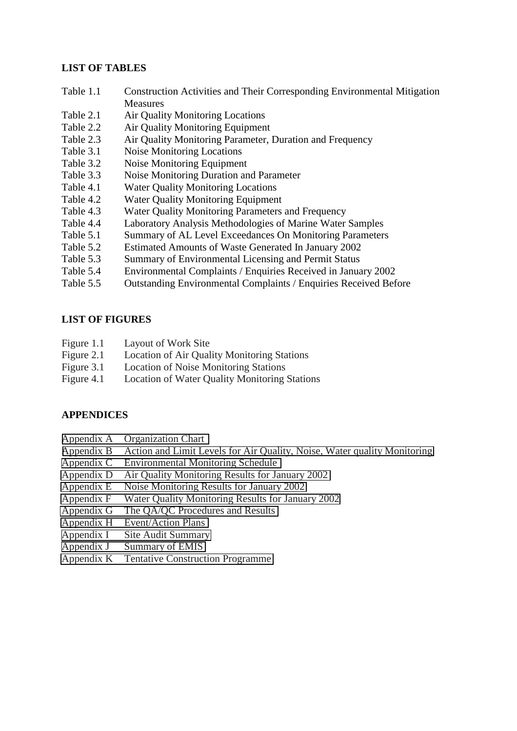**LIST OF TABLES**

| | |
|---|---|
| Table 1.1 | Construction Activities and Their Corresponding Environmental Mitigation Measures |
| Table 2.1 | Air Quality Monitoring Locations |
| Table 2.2 | Air Quality Monitoring Equipment |
| Table 2.3 | Air Quality Monitoring Parameter, Duration and Frequency |
| Table 3.1 | Noise Monitoring Locations |
| Table 3.2 | Noise Monitoring Equipment |
| Table 3.3 | Noise Monitoring Duration and Parameter |
| Table 4.1 | Water Quality Monitoring Locations |
| Table 4.2 | Water Quality Monitoring Equipment |
| Table 4.3 | Water Quality Monitoring Parameters and Frequency |
| Table 4.4 | Laboratory Analysis Methodologies of Marine Water Samples |
| Table 5.1 | Summary of AL Level Exceedances On Monitoring Parameters |
| Table 5.2 | Estimated Amounts of Waste Generated In January 2002 |
| Table 5.3 | Summary of Environmental Licensing and Permit Status |
| Table 5.4 | Environmental Complaints / Enquiries Received in January 2002 |
| Table 5.5 | Outstanding Environmental Complaints / Enquiries Received Before |

**LIST OF FIGURES**

| | |
|---|---|
| Figure 1.1 | Layout of Work Site |
| Figure 2.1 | Location of Air Quality Monitoring Stations |
| Figure 3.1 | Location of Noise Monitoring Stations |
| Figure 4.1 | Location of Water Quality Monitoring Stations |

**APPENDICES**

| | |
|---|---|
| Appendix A | Organization Chart |
| Appendix B | Action and Limit Levels for Air Quality, Noise, Water quality Monitoring |
| Appendix C | Environmental Monitoring Schedule |
| Appendix D | Air Quality Monitoring Results for January 2002 |
| Appendix E | Noise Monitoring Results for January 2002 |
| Appendix F | Water Quality Monitoring Results for January 2002 |
| Appendix G | The QA/QC Procedures and Results |
| Appendix H | Event/Action Plans |
| Appendix I | Site Audit Summary |
| Appendix J | Summary of EMIS |
| Appendix K | Tentative Construction Programme |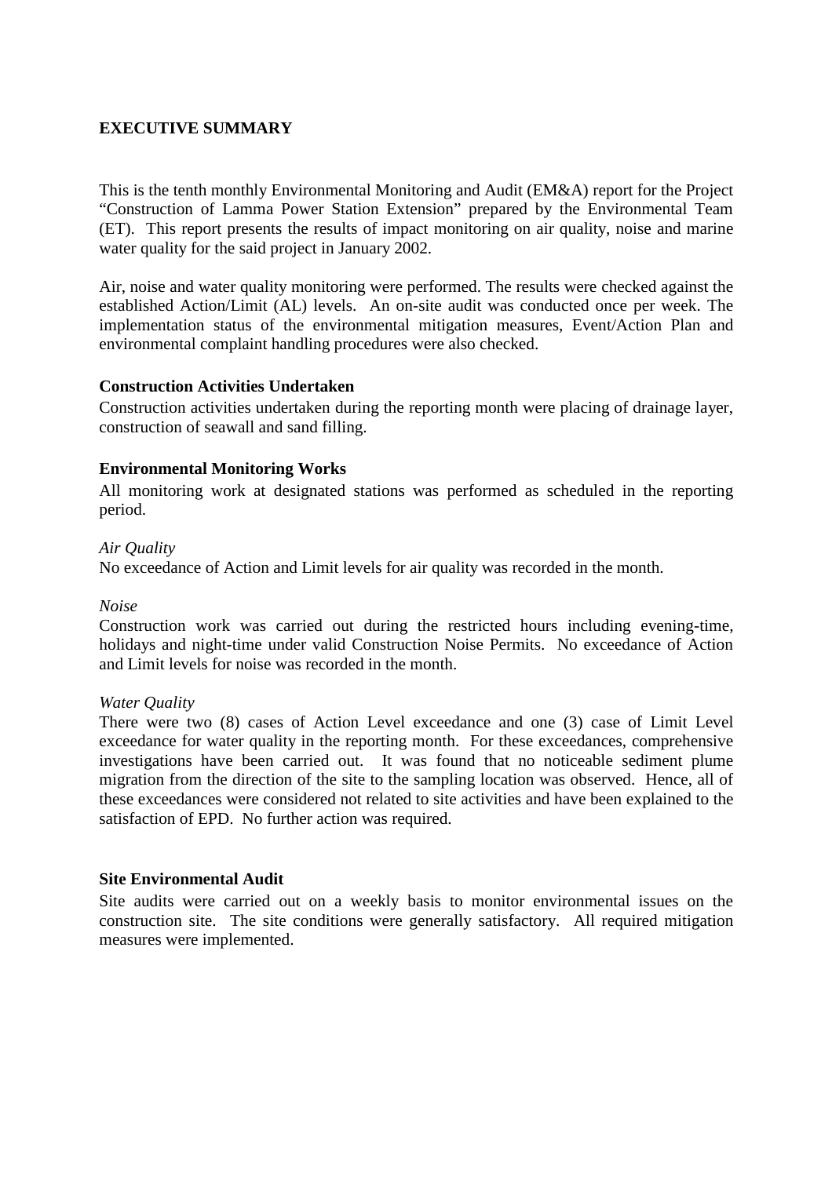**EXECUTIVE SUMMARY**

This is the tenth monthly Environmental Monitoring and Audit (EM&A) report for the Project "Construction of Lamma Power Station Extension" prepared by the Environmental Team (ET). This report presents the results of impact monitoring on air quality, noise and marine water quality for the said project in January 2002.

Air, noise and water quality monitoring were performed. The results were checked against the established Action/Limit (AL) levels. An on-site audit was conducted once per week. The implementation status of the environmental mitigation measures, Event/Action Plan and environmental complaint handling procedures were also checked.

**Construction Activities Undertaken**

Construction activities undertaken during the reporting month were placing of drainage layer, construction of seawall and sand filling.

**Environmental Monitoring Works**

All monitoring work at designated stations was performed as scheduled in the reporting period.

*Air Quality*

No exceedance of Action and Limit levels for air quality was recorded in the month.

*Noise*

Construction work was carried out during the restricted hours including evening-time, holidays and night-time under valid Construction Noise Permits. No exceedance of Action and Limit levels for noise was recorded in the month.

*Water Quality*

There were two (8) cases of Action Level exceedance and one (3) case of Limit Level exceedance for water quality in the reporting month. For these exceedances, comprehensive investigations have been carried out. It was found that no noticeable sediment plume migration from the direction of the site to the sampling location was observed. Hence, all of these exceedances were considered not related to site activities and have been explained to the satisfaction of EPD. No further action was required.

**Site Environmental Audit**

Site audits were carried out on a weekly basis to monitor environmental issues on the construction site. The site conditions were generally satisfactory. All required mitigation measures were implemented.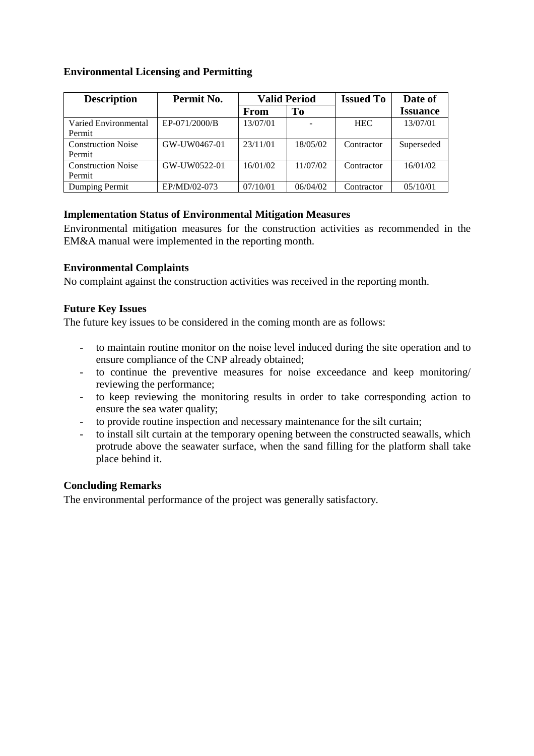**Environmental Licensing and Permitting**

| Description | Permit No. | Valid Period | | Issued To | Date of Issuance |
|---|---|---|---|---|---|
| | | From | To | | |
| Varied Environmental Permit | EP-071/2000/B | 13/07/01 | - | HEC | 13/07/01 |
| Construction Noise Permit | GW-UW0467-01 | 23/11/01 | 18/05/02 | Contractor | Superseded |
| Construction Noise Permit | GW-UW0522-01 | 16/01/02 | 11/07/02 | Contractor | 16/01/02 |
| Dumping Permit | EP/MD/02-073 | 07/10/01 | 06/04/02 | Contractor | 05/10/01 |

**Implementation Status of Environmental Mitigation Measures**

Environmental mitigation measures for the construction activities as recommended in the EM&A manual were implemented in the reporting month.

**Environmental Complaints**

No complaint against the construction activities was received in the reporting month.

**Future Key Issues**

The future key issues to be considered in the coming month are as follows:

- to maintain routine monitor on the noise level induced during the site operation and to ensure compliance of the CNP already obtained;
- to continue the preventive measures for noise exceedance and keep monitoring/ reviewing the performance;
- to keep reviewing the monitoring results in order to take corresponding action to ensure the sea water quality;
- to provide routine inspection and necessary maintenance for the silt curtain;
- to install silt curtain at the temporary opening between the constructed seawalls, which protrude above the seawater surface, when the sand filling for the platform shall take place behind it.

**Concluding Remarks**

The environmental performance of the project was generally satisfactory.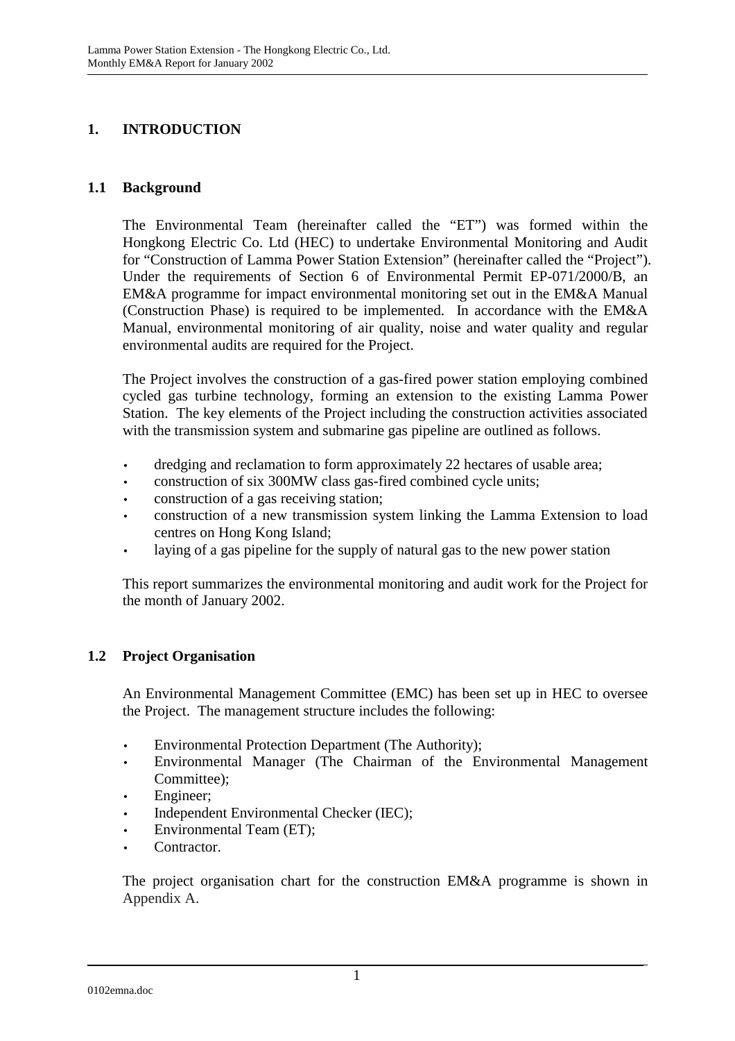# 1. INTRODUCTION

## 1.1 Background

The Environmental Team (hereinafter called the "ET") was formed within the Hongkong Electric Co. Ltd (HEC) to undertake Environmental Monitoring and Audit for "Construction of Lamma Power Station Extension" (hereinafter called the "Project"). Under the requirements of Section 6 of Environmental Permit EP-071/2000/B, an EM&A programme for impact environmental monitoring set out in the EM&A Manual (Construction Phase) is required to be implemented. In accordance with the EM&A Manual, environmental monitoring of air quality, noise and water quality and regular environmental audits are required for the Project.

The Project involves the construction of a gas-fired power station employing combined cycled gas turbine technology, forming an extension to the existing Lamma Power Station. The key elements of the Project including the construction activities associated with the transmission system and submarine gas pipeline are outlined as follows.

- dredging and reclamation to form approximately 22 hectares of usable area;
- construction of six 300MW class gas-fired combined cycle units;
- construction of a gas receiving station;
- construction of a new transmission system linking the Lamma Extension to load centres on Hong Kong Island;
- laying of a gas pipeline for the supply of natural gas to the new power station

This report summarizes the environmental monitoring and audit work for the Project for the month of January 2002.

## 1.2 Project Organisation

An Environmental Management Committee (EMC) has been set up in HEC to oversee the Project. The management structure includes the following:

- Environmental Protection Department (The Authority);
- Environmental Manager (The Chairman of the Environmental Management Committee);
- Engineer;
- Independent Environmental Checker (IEC);
- Environmental Team (ET);
- Contractor.

The project organisation chart for the construction EM&A programme is shown in Appendix A.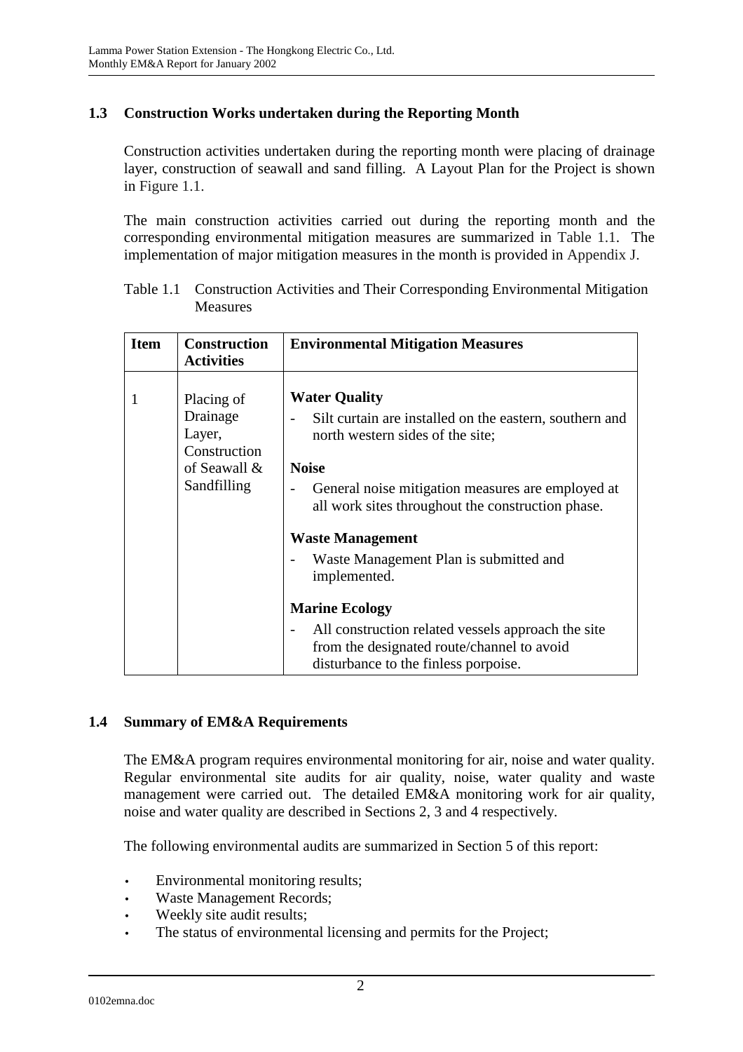## 1.3 Construction Works undertaken during the Reporting Month

Construction activities undertaken during the reporting month were placing of drainage layer, construction of seawall and sand filling. A Layout Plan for the Project is shown in Figure 1.1.

The main construction activities carried out during the reporting month and the corresponding environmental mitigation measures are summarized in Table 1.1. The implementation of major mitigation measures in the month is provided in Appendix J.

Table 1.1 Construction Activities and Their Corresponding Environmental Mitigation Measures

| Item | Construction Activities | Environmental Mitigation Measures |
|---|---|---|
| 1 | Placing of Drainage Layer, Construction of Seawall & Sandfilling | **Water Quality**<br>- Silt curtain are installed on the eastern, southern and north western sides of the site;<br><br>**Noise**<br>- General noise mitigation measures are employed at all work sites throughout the construction phase.<br><br>**Waste Management**<br>- Waste Management Plan is submitted and implemented.<br><br>**Marine Ecology**<br>- All construction related vessels approach the site from the designated route/channel to avoid disturbance to the finless porpoise. |

## 1.4 Summary of EM&A Requirements

The EM&A program requires environmental monitoring for air, noise and water quality. Regular environmental site audits for air quality, noise, water quality and waste management were carried out. The detailed EM&A monitoring work for air quality, noise and water quality are described in Sections 2, 3 and 4 respectively.

The following environmental audits are summarized in Section 5 of this report:

- Environmental monitoring results;
- Waste Management Records;
- Weekly site audit results;
- The status of environmental licensing and permits for the Project;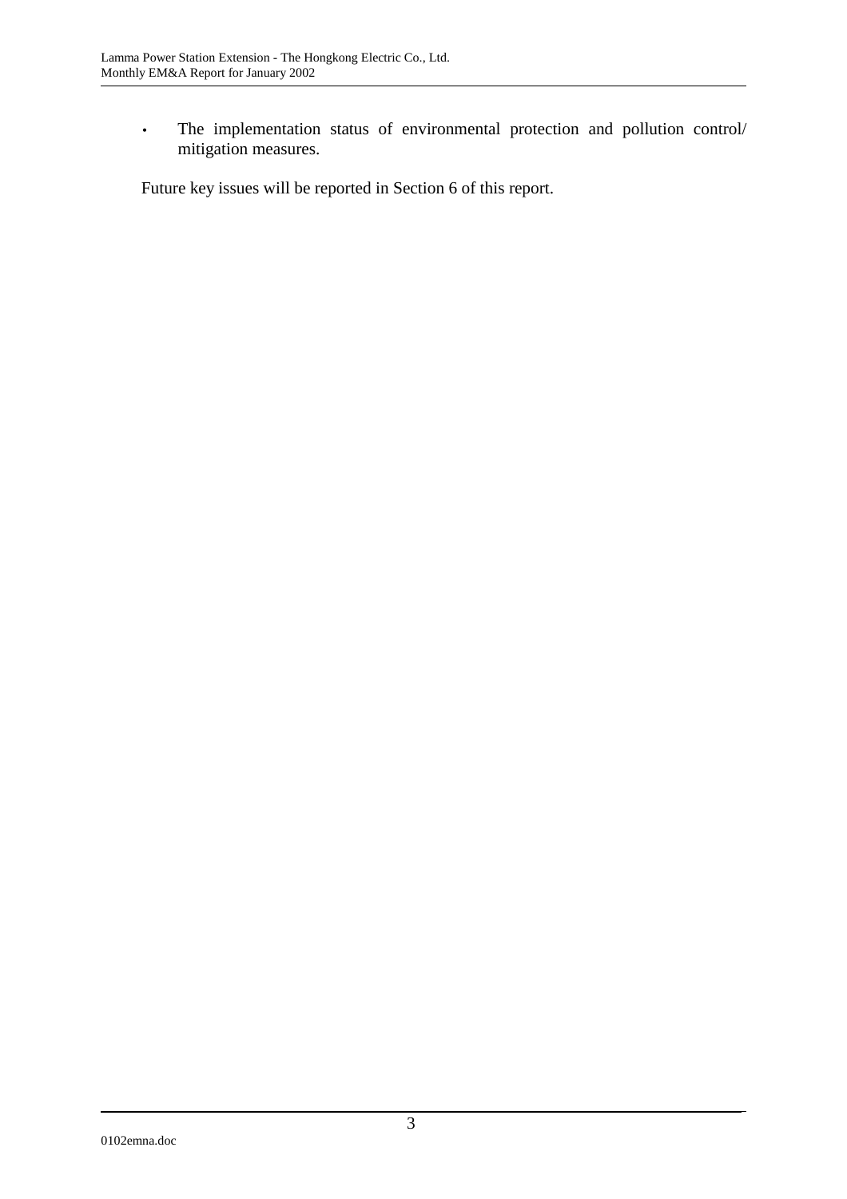- The implementation status of environmental protection and pollution control/ mitigation measures.

Future key issues will be reported in Section 6 of this report.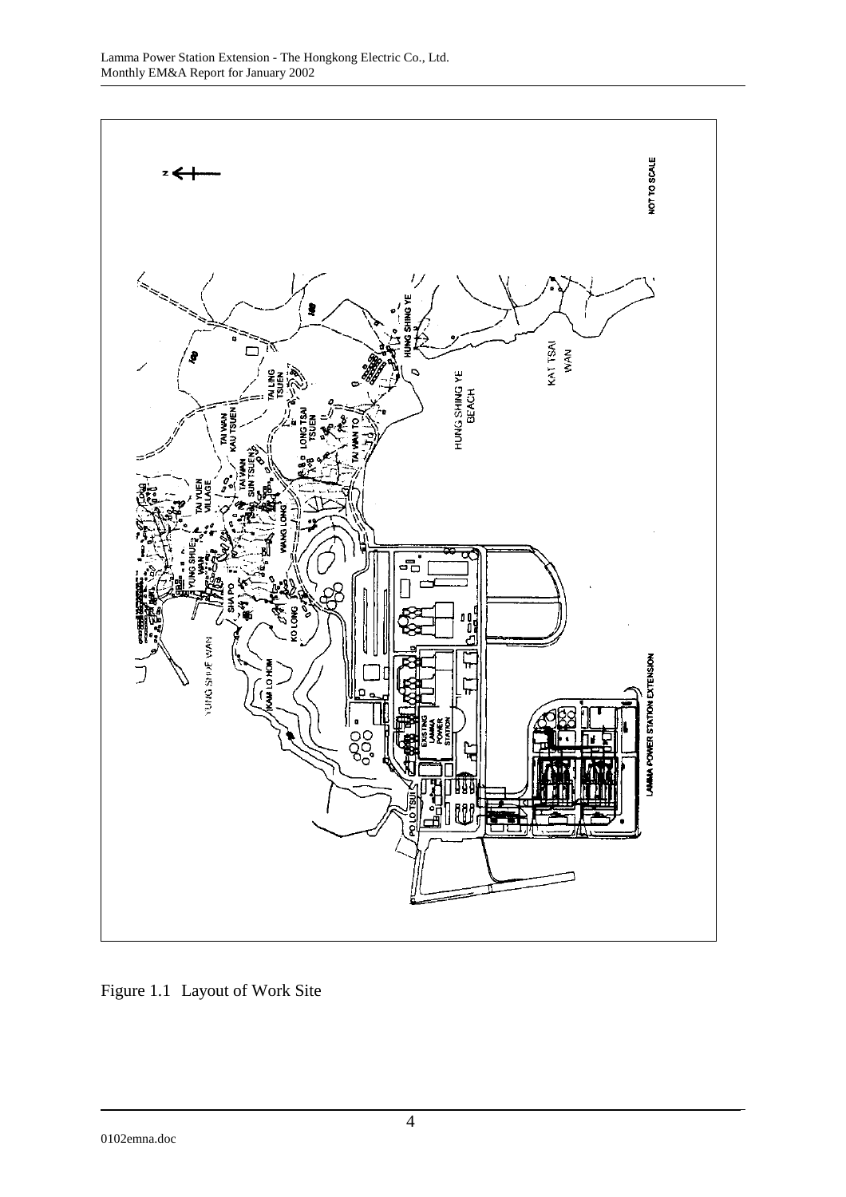Figure 1.1 Layout of Work Site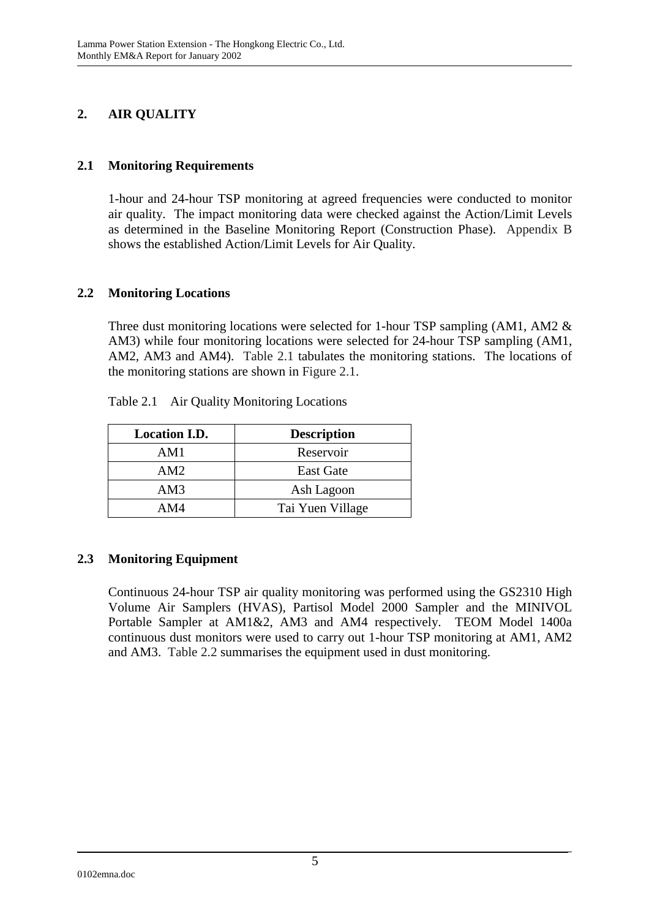## 2. AIR QUALITY

### 2.1 Monitoring Requirements

1-hour and 24-hour TSP monitoring at agreed frequencies were conducted to monitor air quality. The impact monitoring data were checked against the Action/Limit Levels as determined in the Baseline Monitoring Report (Construction Phase). Appendix B shows the established Action/Limit Levels for Air Quality.

### 2.2 Monitoring Locations

Three dust monitoring locations were selected for 1-hour TSP sampling (AM1, AM2 & AM3) while four monitoring locations were selected for 24-hour TSP sampling (AM1, AM2, AM3 and AM4). Table 2.1 tabulates the monitoring stations. The locations of the monitoring stations are shown in Figure 2.1.

Table 2.1 Air Quality Monitoring Locations

| Location I.D. | Description |
|---|---|
| AM1 | Reservoir |
| AM2 | East Gate |
| AM3 | Ash Lagoon |
| AM4 | Tai Yuen Village |

### 2.3 Monitoring Equipment

Continuous 24-hour TSP air quality monitoring was performed using the GS2310 High Volume Air Samplers (HVAS), Partisol Model 2000 Sampler and the MINIVOL Portable Sampler at AM1&2, AM3 and AM4 respectively. TEOM Model 1400a continuous dust monitors were used to carry out 1-hour TSP monitoring at AM1, AM2 and AM3. Table 2.2 summarises the equipment used in dust monitoring.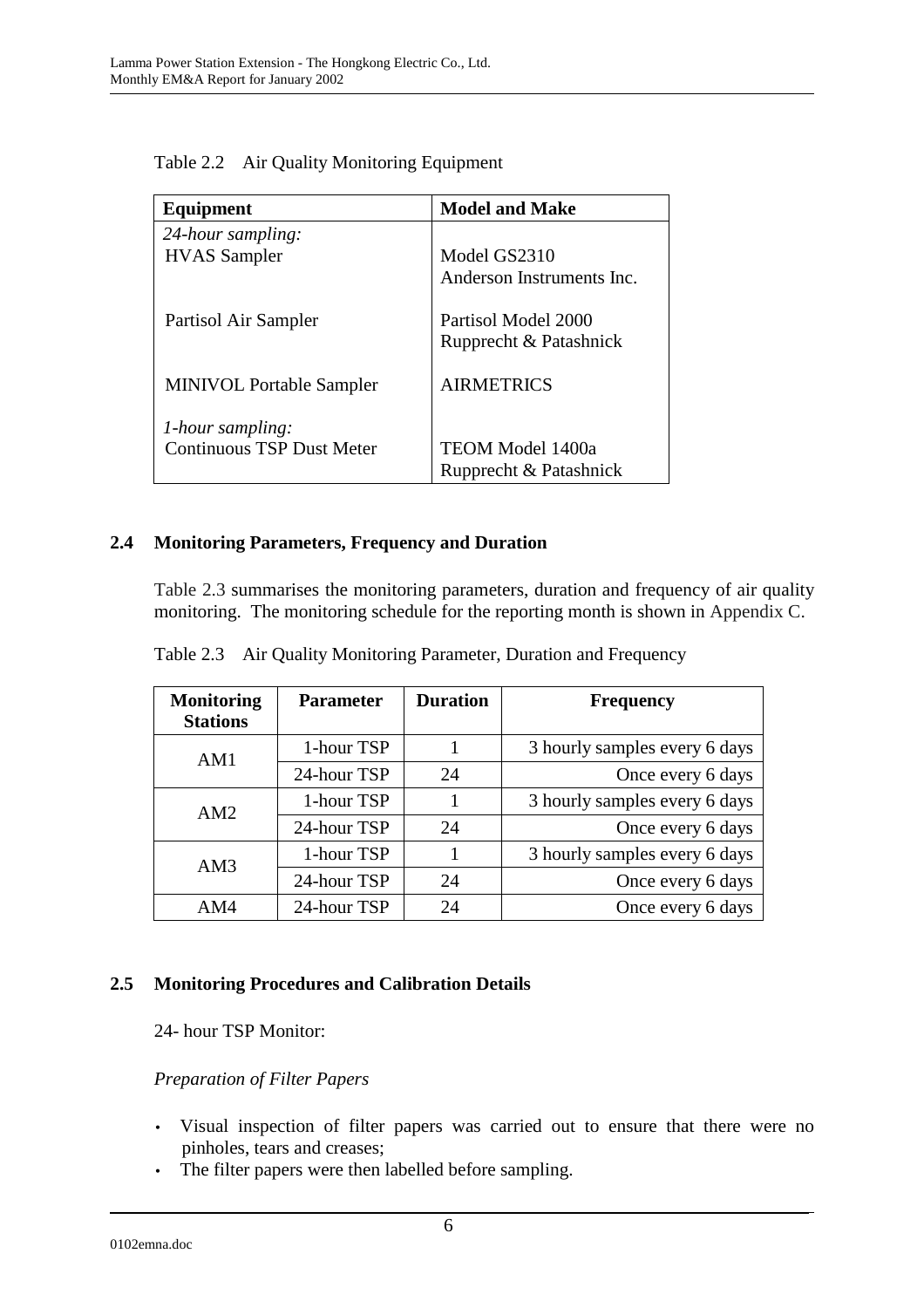Table 2.2 Air Quality Monitoring Equipment

| Equipment | Model and Make |
|---|---|
| *24-hour sampling:* | |
| HVAS Sampler | Model GS2310<br>Anderson Instruments Inc. |
| Partisol Air Sampler | Partisol Model 2000<br>Rupprecht & Patashnick |
| MINIVOL Portable Sampler | AIRMETRICS |
| *1-hour sampling:* | |
| Continuous TSP Dust Meter | TEOM Model 1400a<br>Rupprecht & Patashnick |

## 2.4 Monitoring Parameters, Frequency and Duration

Table 2.3 summarises the monitoring parameters, duration and frequency of air quality monitoring. The monitoring schedule for the reporting month is shown in Appendix C.

Table 2.3 Air Quality Monitoring Parameter, Duration and Frequency

| Monitoring Stations | Parameter | Duration | Frequency |
|---|---|---|---|
| AM1 | 1-hour TSP | 1 | 3 hourly samples every 6 days |
| | 24-hour TSP | 24 | Once every 6 days |
| AM2 | 1-hour TSP | 1 | 3 hourly samples every 6 days |
| | 24-hour TSP | 24 | Once every 6 days |
| AM3 | 1-hour TSP | 1 | 3 hourly samples every 6 days |
| | 24-hour TSP | 24 | Once every 6 days |
| AM4 | 24-hour TSP | 24 | Once every 6 days |

## 2.5 Monitoring Procedures and Calibration Details

24- hour TSP Monitor:

*Preparation of Filter Papers*

- Visual inspection of filter papers was carried out to ensure that there were no pinholes, tears and creases;
- The filter papers were then labelled before sampling.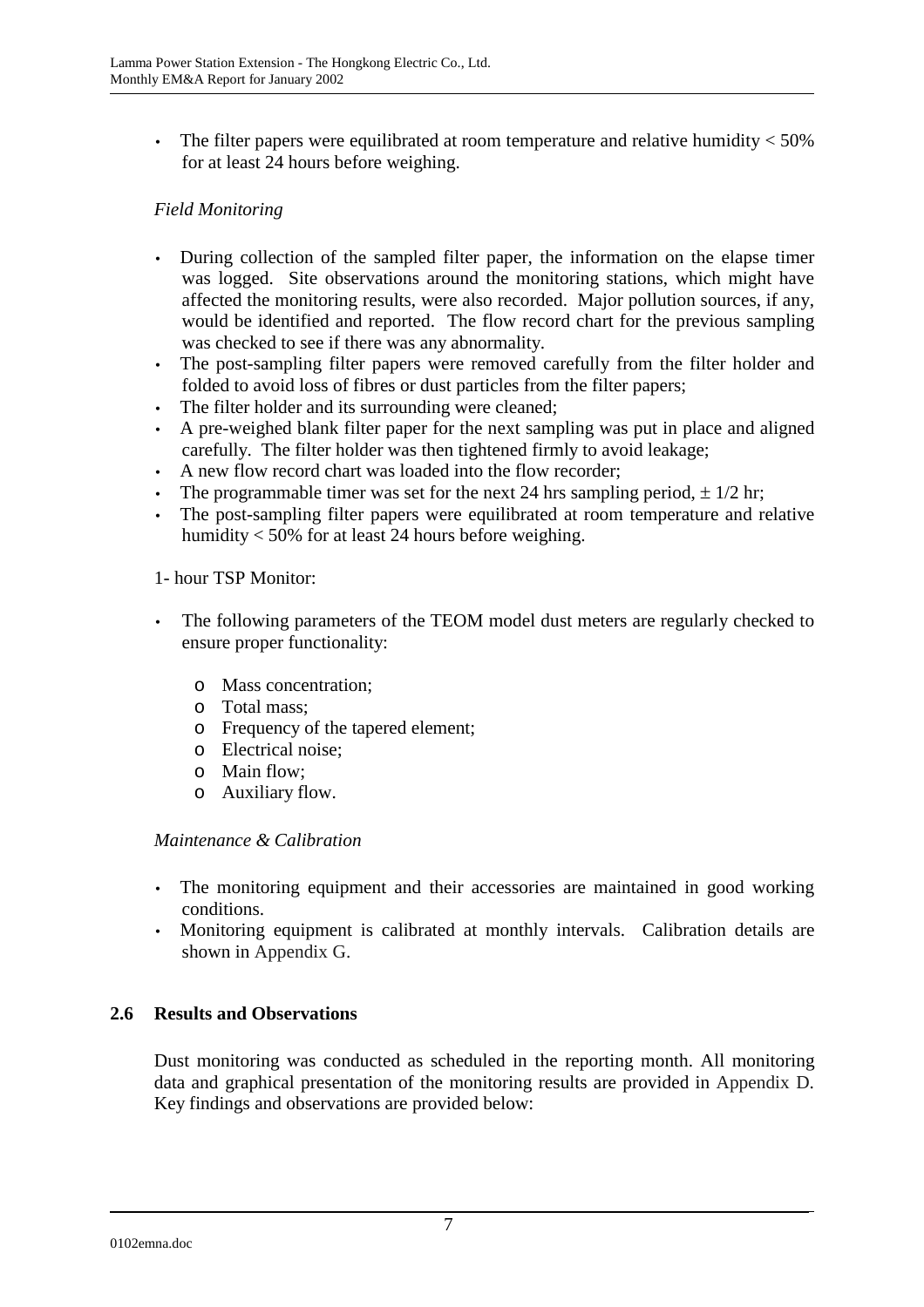- The filter papers were equilibrated at room temperature and relative humidity < 50% for at least 24 hours before weighing.

*Field Monitoring*

- During collection of the sampled filter paper, the information on the elapse timer was logged. Site observations around the monitoring stations, which might have affected the monitoring results, were also recorded. Major pollution sources, if any, would be identified and reported. The flow record chart for the previous sampling was checked to see if there was any abnormality.
- The post-sampling filter papers were removed carefully from the filter holder and folded to avoid loss of fibres or dust particles from the filter papers;
- The filter holder and its surrounding were cleaned;
- A pre-weighed blank filter paper for the next sampling was put in place and aligned carefully. The filter holder was then tightened firmly to avoid leakage;
- A new flow record chart was loaded into the flow recorder;
- The programmable timer was set for the next 24 hrs sampling period, ± 1/2 hr;
- The post-sampling filter papers were equilibrated at room temperature and relative humidity < 50% for at least 24 hours before weighing.

1- hour TSP Monitor:

- The following parameters of the TEOM model dust meters are regularly checked to ensure proper functionality:
  - Mass concentration;
  - Total mass;
  - Frequency of the tapered element;
  - Electrical noise;
  - Main flow;
  - Auxiliary flow.

*Maintenance & Calibration*

- The monitoring equipment and their accessories are maintained in good working conditions.
- Monitoring equipment is calibrated at monthly intervals. Calibration details are shown in Appendix G.

## 2.6 Results and Observations

Dust monitoring was conducted as scheduled in the reporting month. All monitoring data and graphical presentation of the monitoring results are provided in Appendix D. Key findings and observations are provided below: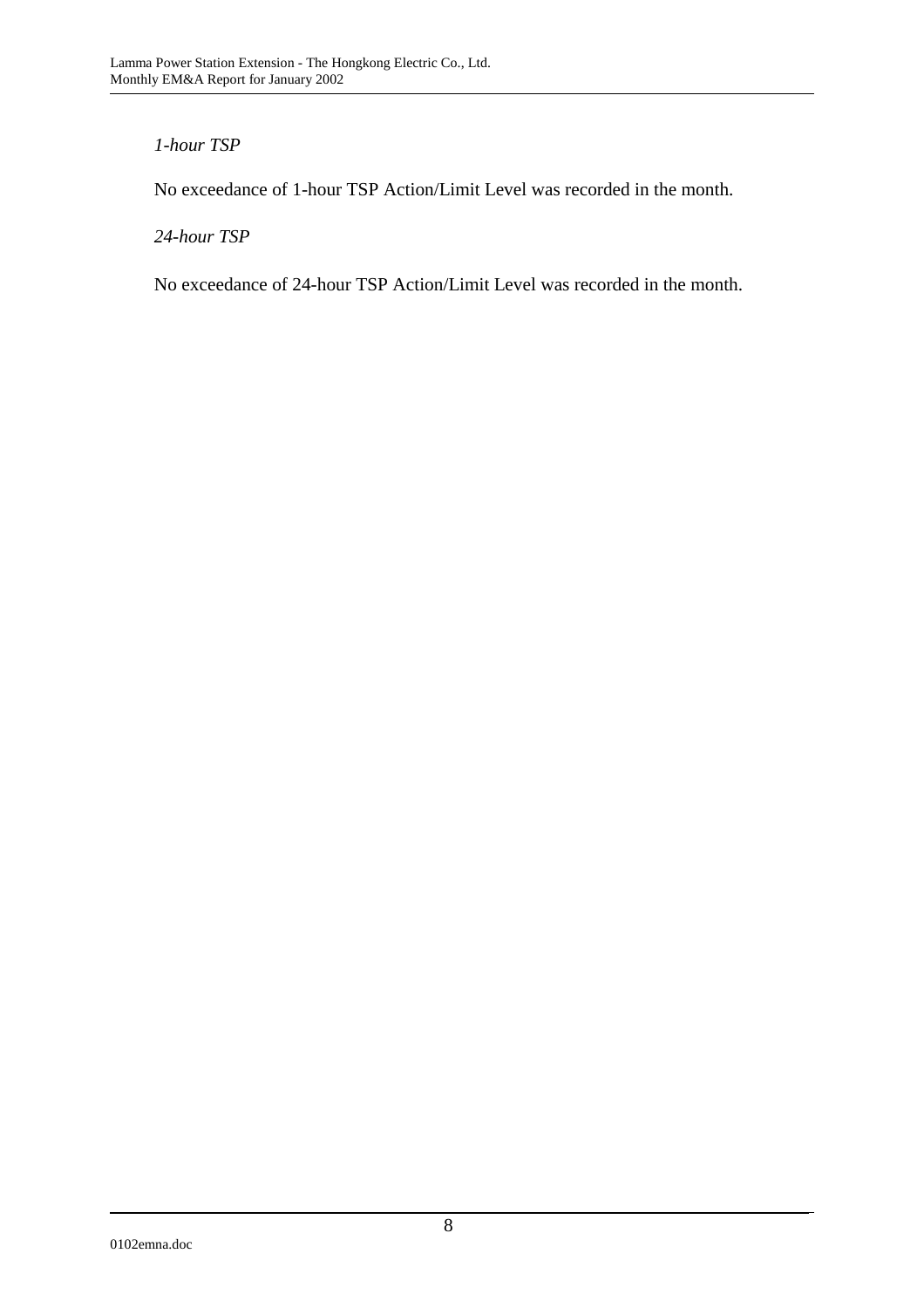*1-hour TSP*

No exceedance of 1-hour TSP Action/Limit Level was recorded in the month.

*24-hour TSP*

No exceedance of 24-hour TSP Action/Limit Level was recorded in the month.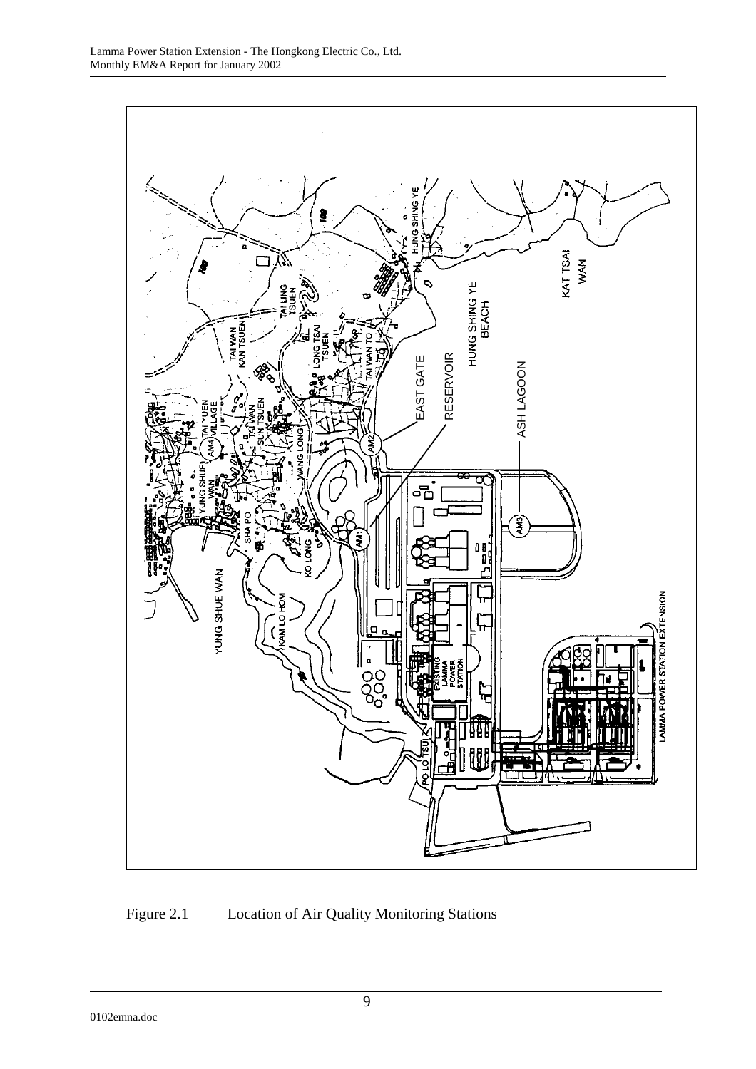Figure 2.1 Location of Air Quality Monitoring Stations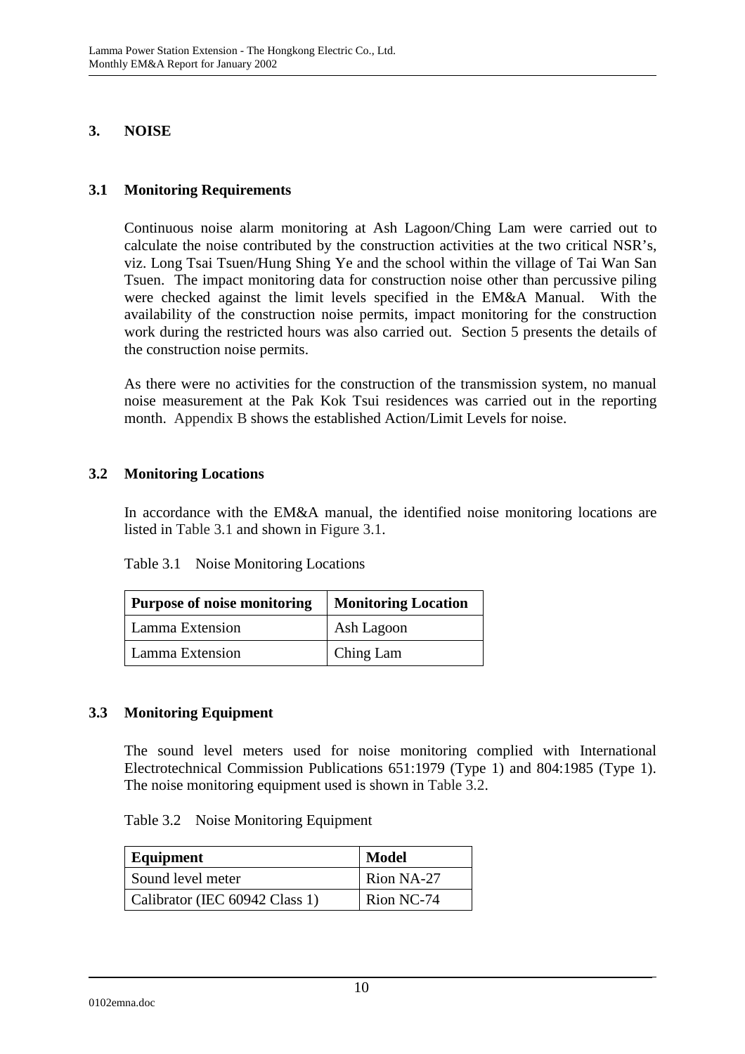# 3. NOISE

## 3.1 Monitoring Requirements

Continuous noise alarm monitoring at Ash Lagoon/Ching Lam were carried out to calculate the noise contributed by the construction activities at the two critical NSR's, viz. Long Tsai Tsuen/Hung Shing Ye and the school within the village of Tai Wan San Tsuen. The impact monitoring data for construction noise other than percussive piling were checked against the limit levels specified in the EM&A Manual. With the availability of the construction noise permits, impact monitoring for the construction work during the restricted hours was also carried out. Section 5 presents the details of the construction noise permits.

As there were no activities for the construction of the transmission system, no manual noise measurement at the Pak Kok Tsui residences was carried out in the reporting month. Appendix B shows the established Action/Limit Levels for noise.

## 3.2 Monitoring Locations

In accordance with the EM&A manual, the identified noise monitoring locations are listed in Table 3.1 and shown in Figure 3.1.

Table 3.1 Noise Monitoring Locations

| Purpose of noise monitoring | Monitoring Location |
|---|---|
| Lamma Extension | Ash Lagoon |
| Lamma Extension | Ching Lam |

## 3.3 Monitoring Equipment

The sound level meters used for noise monitoring complied with International Electrotechnical Commission Publications 651:1979 (Type 1) and 804:1985 (Type 1). The noise monitoring equipment used is shown in Table 3.2.

Table 3.2 Noise Monitoring Equipment

| Equipment | Model |
|---|---|
| Sound level meter | Rion NA-27 |
| Calibrator (IEC 60942 Class 1) | Rion NC-74 |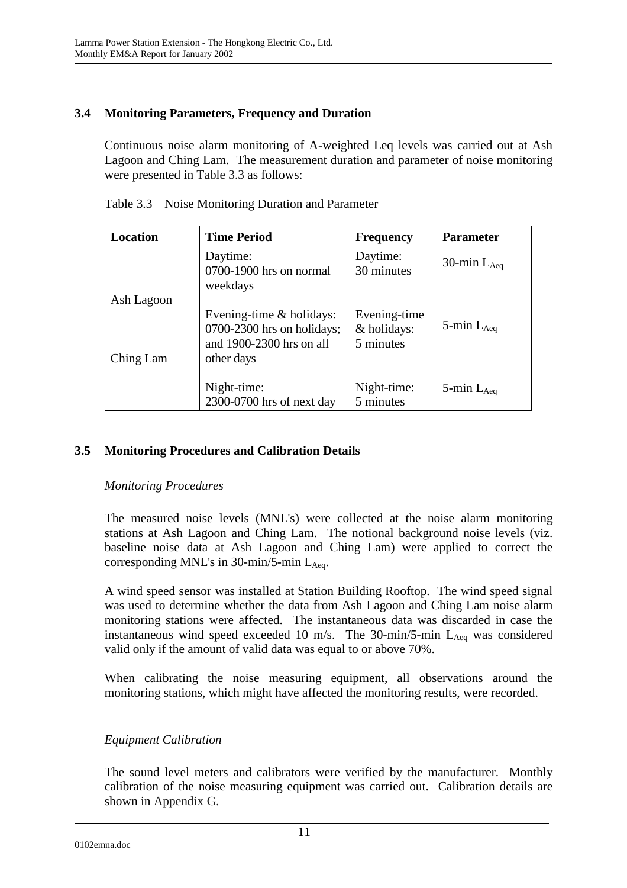### 3.4 Monitoring Parameters, Frequency and Duration

Continuous noise alarm monitoring of A-weighted Leq levels was carried out at Ash Lagoon and Ching Lam. The measurement duration and parameter of noise monitoring were presented in Table 3.3 as follows:

Table 3.3 Noise Monitoring Duration and Parameter

| Location | Time Period | Frequency | Parameter |
|---|---|---|---|
| Ash Lagoon<br><br>Ching Lam | Daytime:<br>0700-1900 hrs on normal weekdays | Daytime:<br>30 minutes | 30-min $L_{Aeq}$ |
| | Evening-time & holidays:<br>0700-2300 hrs on holidays; and 1900-2300 hrs on all other days | Evening-time & holidays:<br>5 minutes | 5-min $L_{Aeq}$ |
| | Night-time:<br>2300-0700 hrs of next day | Night-time:<br>5 minutes | 5-min $L_{Aeq}$ |

### 3.5 Monitoring Procedures and Calibration Details

*Monitoring Procedures*

The measured noise levels (MNL's) were collected at the noise alarm monitoring stations at Ash Lagoon and Ching Lam. The notional background noise levels (viz. baseline noise data at Ash Lagoon and Ching Lam) were applied to correct the corresponding MNL's in 30-min/5-min $L_{Aeq}$.

A wind speed sensor was installed at Station Building Rooftop. The wind speed signal was used to determine whether the data from Ash Lagoon and Ching Lam noise alarm monitoring stations were affected. The instantaneous data was discarded in case the instantaneous wind speed exceeded 10 m/s. The 30-min/5-min $L_{Aeq}$ was considered valid only if the amount of valid data was equal to or above 70%.

When calibrating the noise measuring equipment, all observations around the monitoring stations, which might have affected the monitoring results, were recorded.

*Equipment Calibration*

The sound level meters and calibrators were verified by the manufacturer. Monthly calibration of the noise measuring equipment was carried out. Calibration details are shown in Appendix G.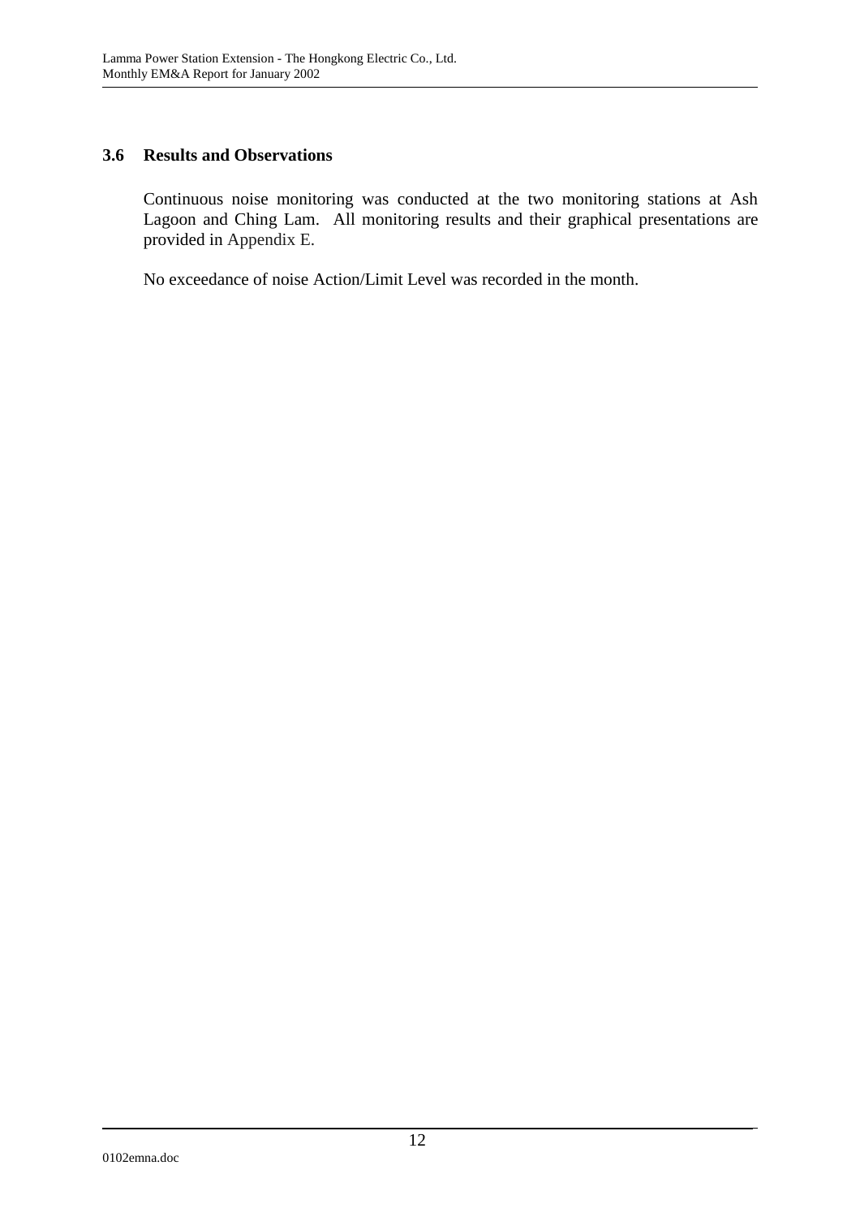### 3.6 Results and Observations

Continuous noise monitoring was conducted at the two monitoring stations at Ash Lagoon and Ching Lam. All monitoring results and their graphical presentations are provided in Appendix E.

No exceedance of noise Action/Limit Level was recorded in the month.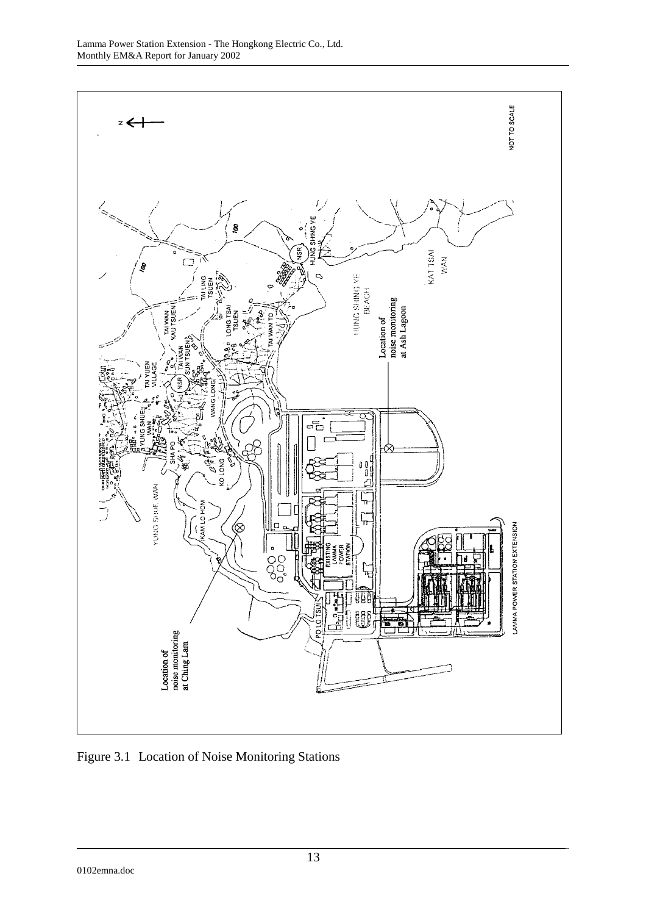Figure 3.1 Location of Noise Monitoring Stations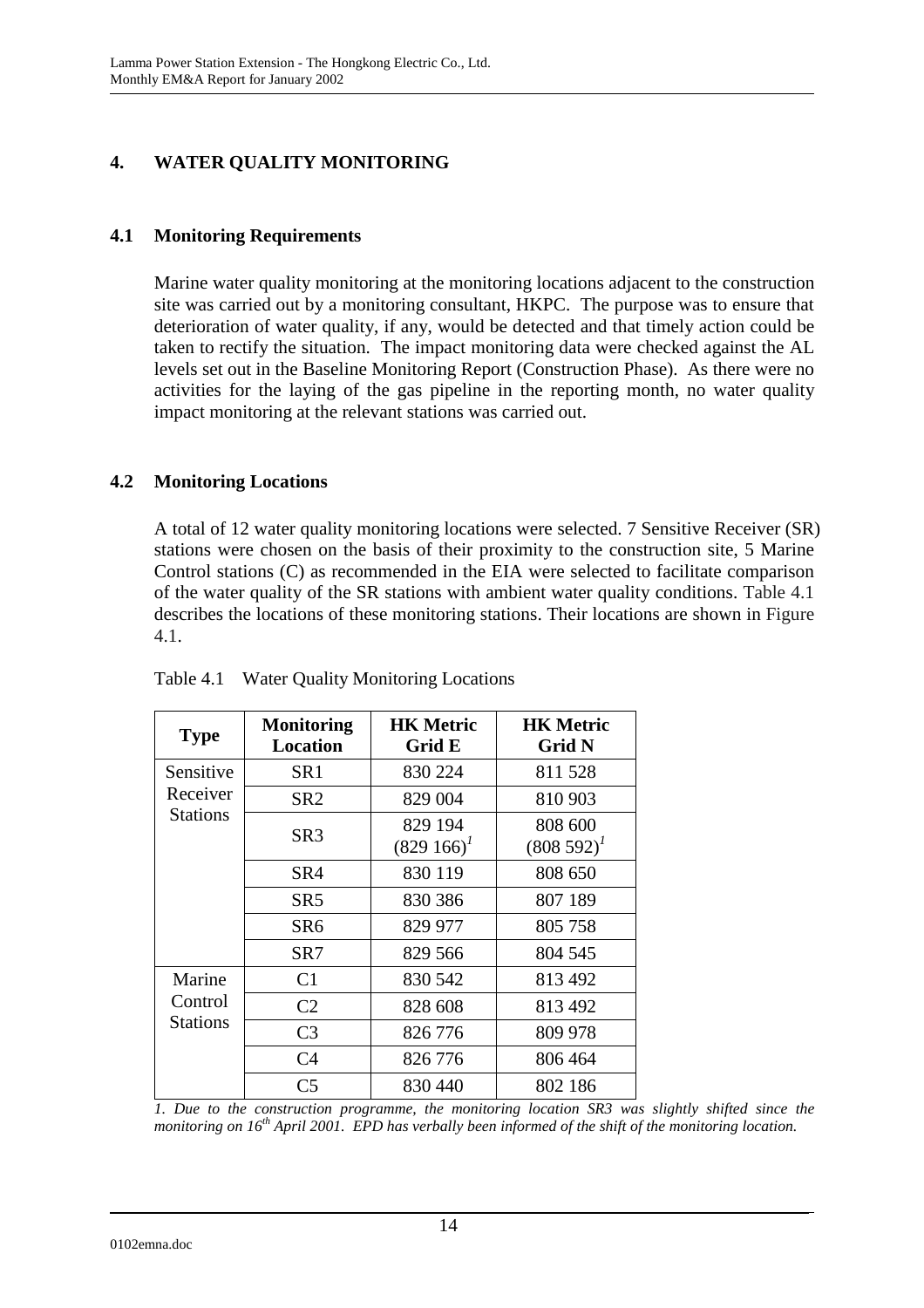# 4. WATER QUALITY MONITORING

## 4.1 Monitoring Requirements

Marine water quality monitoring at the monitoring locations adjacent to the construction site was carried out by a monitoring consultant, HKPC. The purpose was to ensure that deterioration of water quality, if any, would be detected and that timely action could be taken to rectify the situation. The impact monitoring data were checked against the AL levels set out in the Baseline Monitoring Report (Construction Phase). As there were no activities for the laying of the gas pipeline in the reporting month, no water quality impact monitoring at the relevant stations was carried out.

## 4.2 Monitoring Locations

A total of 12 water quality monitoring locations were selected. 7 Sensitive Receiver (SR) stations were chosen on the basis of their proximity to the construction site, 5 Marine Control stations (C) as recommended in the EIA were selected to facilitate comparison of the water quality of the SR stations with ambient water quality conditions. Table 4.1 describes the locations of these monitoring stations. Their locations are shown in Figure 4.1.

Table 4.1 Water Quality Monitoring Locations

| Type | Monitoring Location | HK Metric Grid E | HK Metric Grid N |
|---|---|---|---|
| Sensitive Receiver Stations | SR1 | 830 224 | 811 528 |
| | SR2 | 829 004 | 810 903 |
| | SR3 | 829 194 (829 166)[1] | 808 600 (808 592)[1] |
| | SR4 | 830 119 | 808 650 |
| | SR5 | 830 386 | 807 189 |
| | SR6 | 829 977 | 805 758 |
| | SR7 | 829 566 | 804 545 |
| Marine Control Stations | C1 | 830 542 | 813 492 |
| | C2 | 828 608 | 813 492 |
| | C3 | 826 776 | 809 978 |
| | C4 | 826 776 | 806 464 |
| | C5 | 830 440 | 802 186 |

*1. Due to the construction programme, the monitoring location SR3 was slightly shifted since the monitoring on 16th April 2001. EPD has verbally been informed of the shift of the monitoring location.*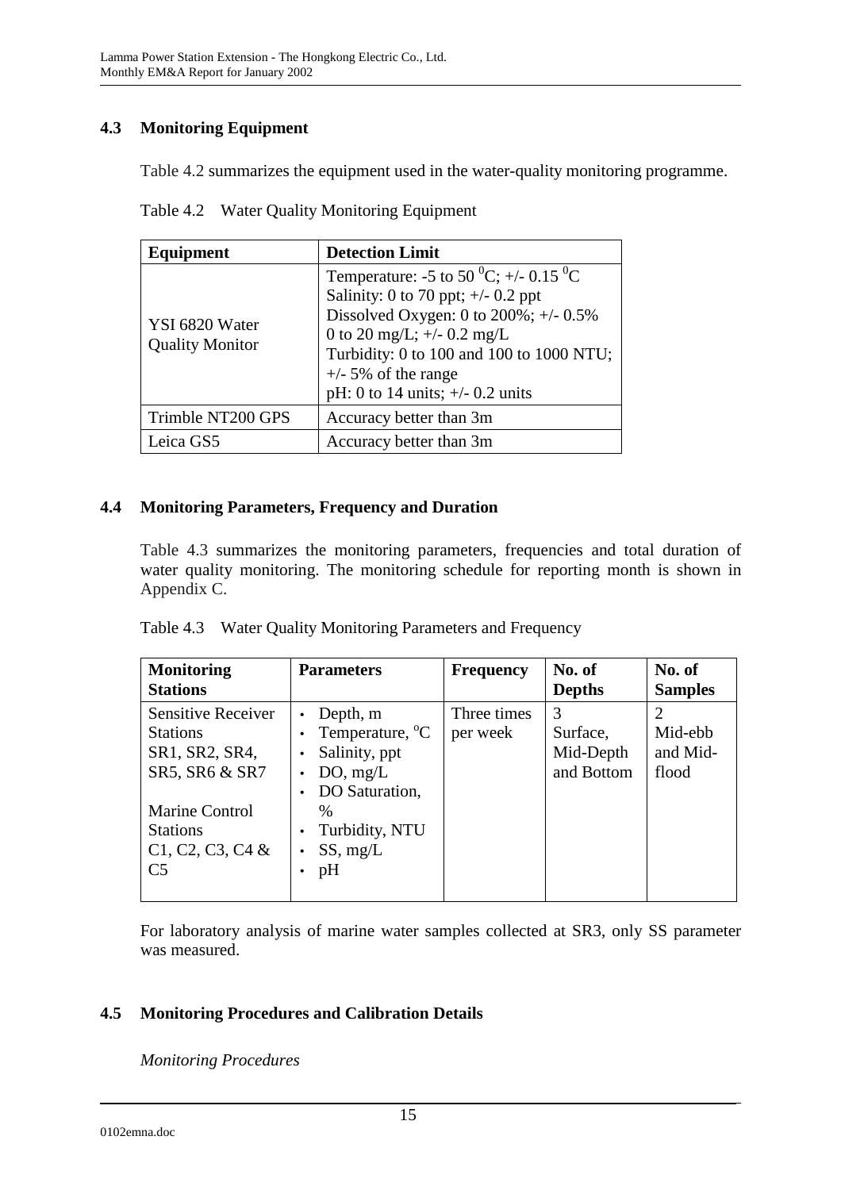## 4.3 Monitoring Equipment

Table 4.2 summarizes the equipment used in the water-quality monitoring programme.

Table 4.2 Water Quality Monitoring Equipment

| Equipment | Detection Limit |
|---|---|
| YSI 6820 Water Quality Monitor | Temperature: -5 to 50 $^0$C; +/- 0.15 $^0$C<br>Salinity: 0 to 70 ppt; +/- 0.2 ppt<br>Dissolved Oxygen: 0 to 200%; +/- 0.5%<br>0 to 20 mg/L; +/- 0.2 mg/L<br>Turbidity: 0 to 100 and 100 to 1000 NTU; +/- 5% of the range<br>pH: 0 to 14 units; +/- 0.2 units |
| Trimble NT200 GPS | Accuracy better than 3m |
| Leica GS5 | Accuracy better than 3m |

## 4.4 Monitoring Parameters, Frequency and Duration

Table 4.3 summarizes the monitoring parameters, frequencies and total duration of water quality monitoring. The monitoring schedule for reporting month is shown in Appendix C.

Table 4.3 Water Quality Monitoring Parameters and Frequency

| Monitoring Stations | Parameters | Frequency | No. of Depths | No. of Samples |
|---|---|---|---|---|
| Sensitive Receiver Stations SR1, SR2, SR4, SR5, SR6 & SR7<br><br>Marine Control Stations C1, C2, C3, C4 & C5 | • Depth, m<br>• Temperature, $^o$C<br>• Salinity, ppt<br>• DO, mg/L<br>• DO Saturation, %<br>• Turbidity, NTU<br>• SS, mg/L<br>• pH | Three times per week | 3<br>Surface, Mid-Depth and Bottom | 2<br>Mid-ebb and Mid-flood |

For laboratory analysis of marine water samples collected at SR3, only SS parameter was measured.

## 4.5 Monitoring Procedures and Calibration Details

*Monitoring Procedures*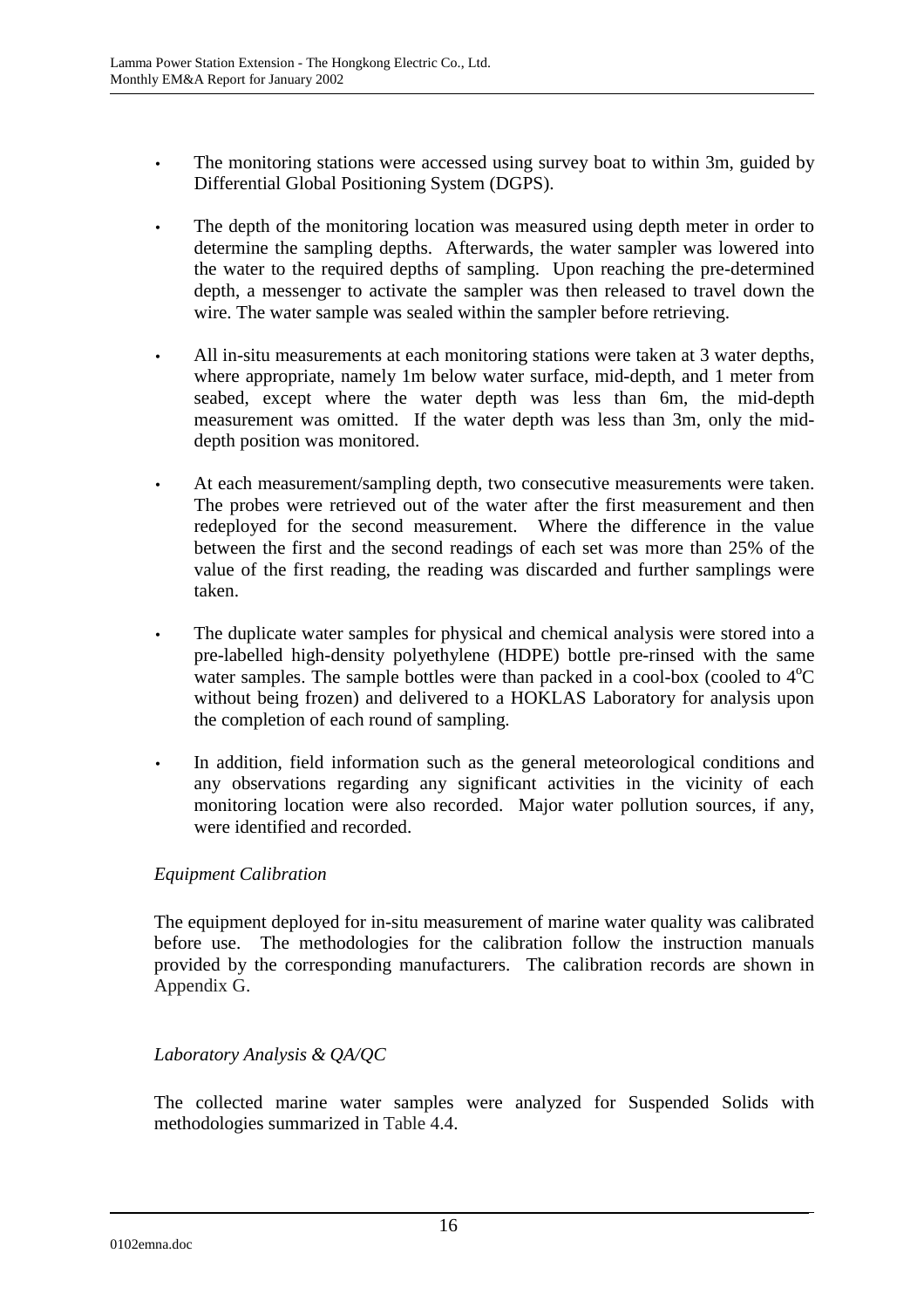- The monitoring stations were accessed using survey boat to within 3m, guided by Differential Global Positioning System (DGPS).

- The depth of the monitoring location was measured using depth meter in order to determine the sampling depths. Afterwards, the water sampler was lowered into the water to the required depths of sampling. Upon reaching the pre-determined depth, a messenger to activate the sampler was then released to travel down the wire. The water sample was sealed within the sampler before retrieving.

- All in-situ measurements at each monitoring stations were taken at 3 water depths, where appropriate, namely 1m below water surface, mid-depth, and 1 meter from seabed, except where the water depth was less than 6m, the mid-depth measurement was omitted. If the water depth was less than 3m, only the mid-depth position was monitored.

- At each measurement/sampling depth, two consecutive measurements were taken. The probes were retrieved out of the water after the first measurement and then redeployed for the second measurement. Where the difference in the value between the first and the second readings of each set was more than 25% of the value of the first reading, the reading was discarded and further samplings were taken.

- The duplicate water samples for physical and chemical analysis were stored into a pre-labelled high-density polyethylene (HDPE) bottle pre-rinsed with the same water samples. The sample bottles were than packed in a cool-box (cooled to $4^{o}C$ without being frozen) and delivered to a HOKLAS Laboratory for analysis upon the completion of each round of sampling.

- In addition, field information such as the general meteorological conditions and any observations regarding any significant activities in the vicinity of each monitoring location were also recorded. Major water pollution sources, if any, were identified and recorded.

*Equipment Calibration*

The equipment deployed for in-situ measurement of marine water quality was calibrated before use. The methodologies for the calibration follow the instruction manuals provided by the corresponding manufacturers. The calibration records are shown in Appendix G.

*Laboratory Analysis & QA/QC*

The collected marine water samples were analyzed for Suspended Solids with methodologies summarized in Table 4.4.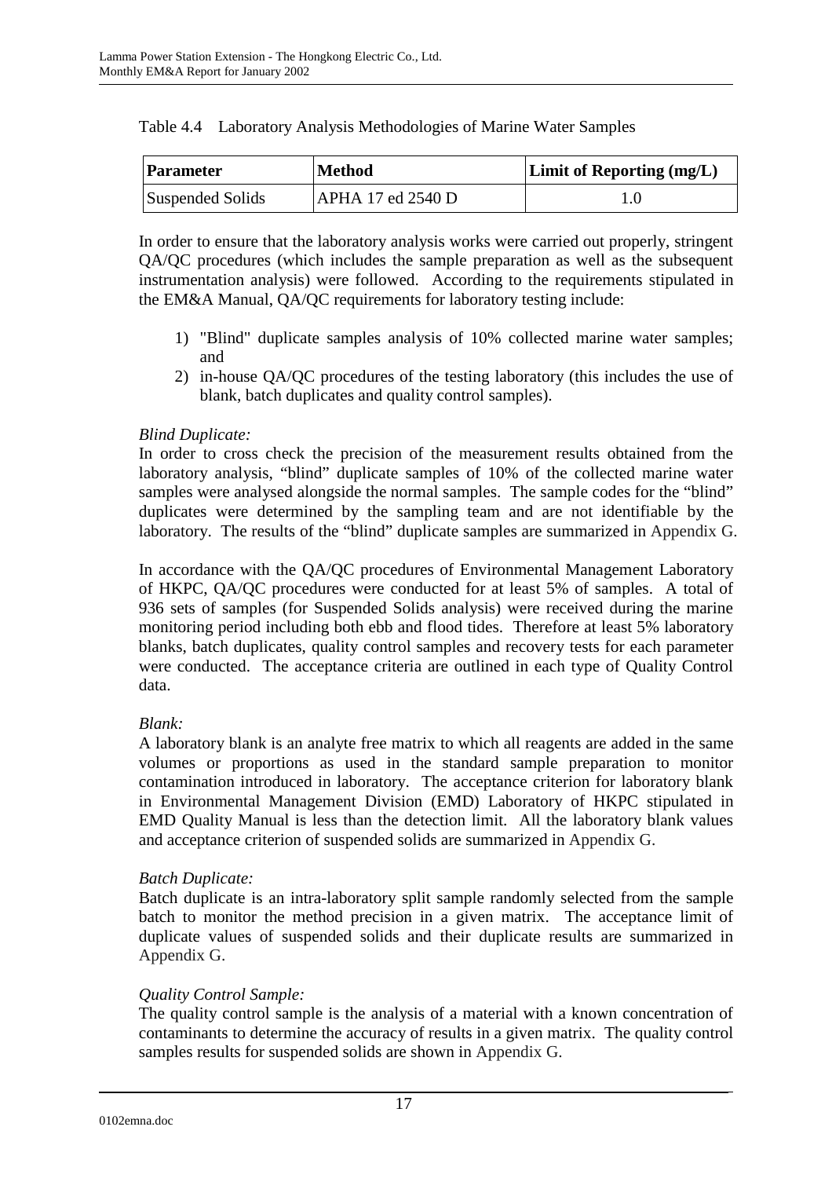Table 4.4 Laboratory Analysis Methodologies of Marine Water Samples

| Parameter | Method | Limit of Reporting (mg/L) |
|---|---|---|
| Suspended Solids | APHA 17 ed 2540 D | 1.0 |

In order to ensure that the laboratory analysis works were carried out properly, stringent QA/QC procedures (which includes the sample preparation as well as the subsequent instrumentation analysis) were followed. According to the requirements stipulated in the EM&A Manual, QA/QC requirements for laboratory testing include:

1) "Blind" duplicate samples analysis of 10% collected marine water samples; and
2) in-house QA/QC procedures of the testing laboratory (this includes the use of blank, batch duplicates and quality control samples).

*Blind Duplicate:*
In order to cross check the precision of the measurement results obtained from the laboratory analysis, "blind" duplicate samples of 10% of the collected marine water samples were analysed alongside the normal samples. The sample codes for the "blind" duplicates were determined by the sampling team and are not identifiable by the laboratory. The results of the "blind" duplicate samples are summarized in Appendix G.

In accordance with the QA/QC procedures of Environmental Management Laboratory of HKPC, QA/QC procedures were conducted for at least 5% of samples. A total of 936 sets of samples (for Suspended Solids analysis) were received during the marine monitoring period including both ebb and flood tides. Therefore at least 5% laboratory blanks, batch duplicates, quality control samples and recovery tests for each parameter were conducted. The acceptance criteria are outlined in each type of Quality Control data.

*Blank:*
A laboratory blank is an analyte free matrix to which all reagents are added in the same volumes or proportions as used in the standard sample preparation to monitor contamination introduced in laboratory. The acceptance criterion for laboratory blank in Environmental Management Division (EMD) Laboratory of HKPC stipulated in EMD Quality Manual is less than the detection limit. All the laboratory blank values and acceptance criterion of suspended solids are summarized in Appendix G.

*Batch Duplicate:*
Batch duplicate is an intra-laboratory split sample randomly selected from the sample batch to monitor the method precision in a given matrix. The acceptance limit of duplicate values of suspended solids and their duplicate results are summarized in Appendix G.

*Quality Control Sample:*
The quality control sample is the analysis of a material with a known concentration of contaminants to determine the accuracy of results in a given matrix. The quality control samples results for suspended solids are shown in Appendix G.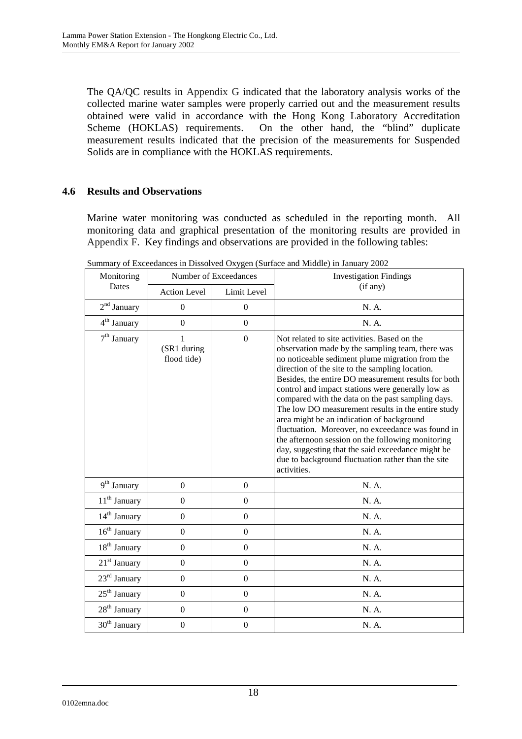The QA/QC results in Appendix G indicated that the laboratory analysis works of the collected marine water samples were properly carried out and the measurement results obtained were valid in accordance with the Hong Kong Laboratory Accreditation Scheme (HOKLAS) requirements. On the other hand, the "blind" duplicate measurement results indicated that the precision of the measurements for Suspended Solids are in compliance with the HOKLAS requirements.

## 4.6 Results and Observations

Marine water monitoring was conducted as scheduled in the reporting month. All monitoring data and graphical presentation of the monitoring results are provided in Appendix F. Key findings and observations are provided in the following tables:

Summary of Exceedances in Dissolved Oxygen (Surface and Middle) in January 2002

| Monitoring Dates | Number of Exceedances | | Investigation Findings (if any) |
|---|---|---|---|
| | Action Level | Limit Level | |
| 2nd January | 0 | 0 | N. A. |
| 4th January | 0 | 0 | N. A. |
| 7th January | 1 (SR1 during flood tide) | 0 | Not related to site activities. Based on the observation made by the sampling team, there was no noticeable sediment plume migration from the direction of the site to the sampling location. Besides, the entire DO measurement results for both control and impact stations were generally low as compared with the data on the past sampling days. The low DO measurement results in the entire study area might be an indication of background fluctuation. Moreover, no exceedance was found in the afternoon session on the following monitoring day, suggesting that the said exceedance might be due to background fluctuation rather than the site activities. |
| 9th January | 0 | 0 | N. A. |
| 11th January | 0 | 0 | N. A. |
| 14th January | 0 | 0 | N. A. |
| 16th January | 0 | 0 | N. A. |
| 18th January | 0 | 0 | N. A. |
| 21st January | 0 | 0 | N. A. |
| 23rd January | 0 | 0 | N. A. |
| 25th January | 0 | 0 | N. A. |
| 28th January | 0 | 0 | N. A. |
| 30th January | 0 | 0 | N. A. |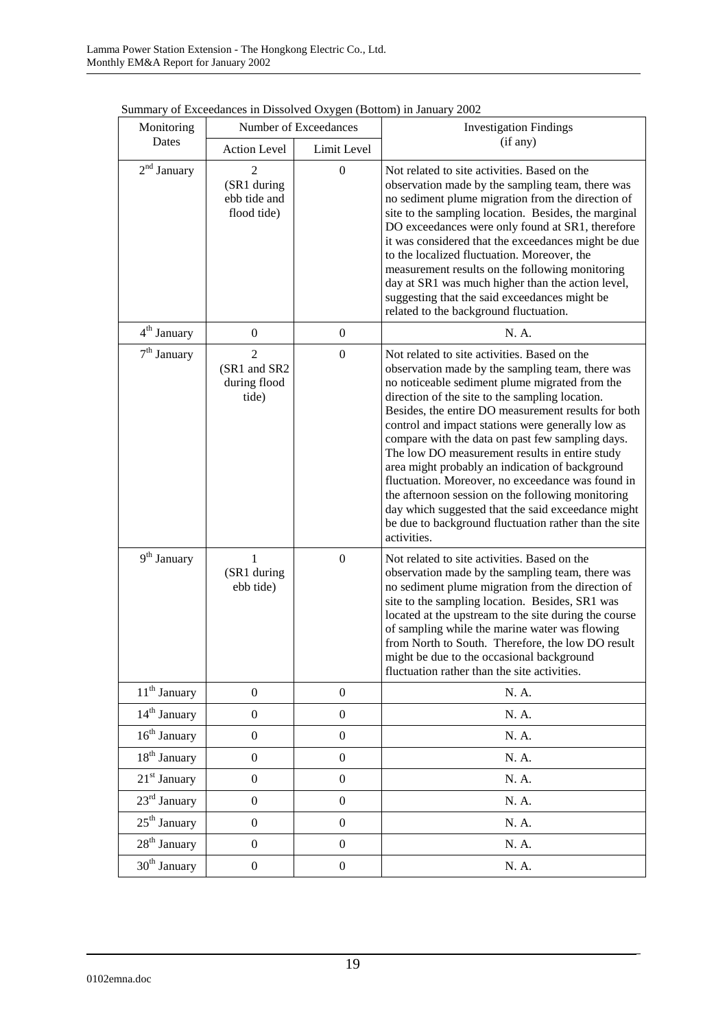Summary of Exceedances in Dissolved Oxygen (Bottom) in January 2002

| Monitoring Dates | Number of Exceedances | | Investigation Findings (if any) |
|---|---|---|---|
| | Action Level | Limit Level | |
| 2nd January | 2 (SR1 during ebb tide and flood tide) | 0 | Not related to site activities. Based on the observation made by the sampling team, there was no sediment plume migration from the direction of site to the sampling location. Besides, the marginal DO exceedances were only found at SR1, therefore it was considered that the exceedances might be due to the localized fluctuation. Moreover, the measurement results on the following monitoring day at SR1 was much higher than the action level, suggesting that the said exceedances might be related to the background fluctuation. |
| 4th January | 0 | 0 | N. A. |
| 7th January | 2 (SR1 and SR2 during flood tide) | 0 | Not related to site activities. Based on the observation made by the sampling team, there was no noticeable sediment plume migrated from the direction of the site to the sampling location. Besides, the entire DO measurement results for both control and impact stations were generally low as compare with the data on past few sampling days. The low DO measurement results in entire study area might probably an indication of background fluctuation. Moreover, no exceedance was found in the afternoon session on the following monitoring day which suggested that the said exceedance might be due to background fluctuation rather than the site activities. |
| 9th January | 1 (SR1 during ebb tide) | 0 | Not related to site activities. Based on the observation made by the sampling team, there was no sediment plume migration from the direction of site to the sampling location. Besides, SR1 was located at the upstream to the site during the course of sampling while the marine water was flowing from North to South. Therefore, the low DO result might be due to the occasional background fluctuation rather than the site activities. |
| 11th January | 0 | 0 | N. A. |
| 14th January | 0 | 0 | N. A. |
| 16th January | 0 | 0 | N. A. |
| 18th January | 0 | 0 | N. A. |
| 21st January | 0 | 0 | N. A. |
| 23rd January | 0 | 0 | N. A. |
| 25th January | 0 | 0 | N. A. |
| 28th January | 0 | 0 | N. A. |
| 30th January | 0 | 0 | N. A. |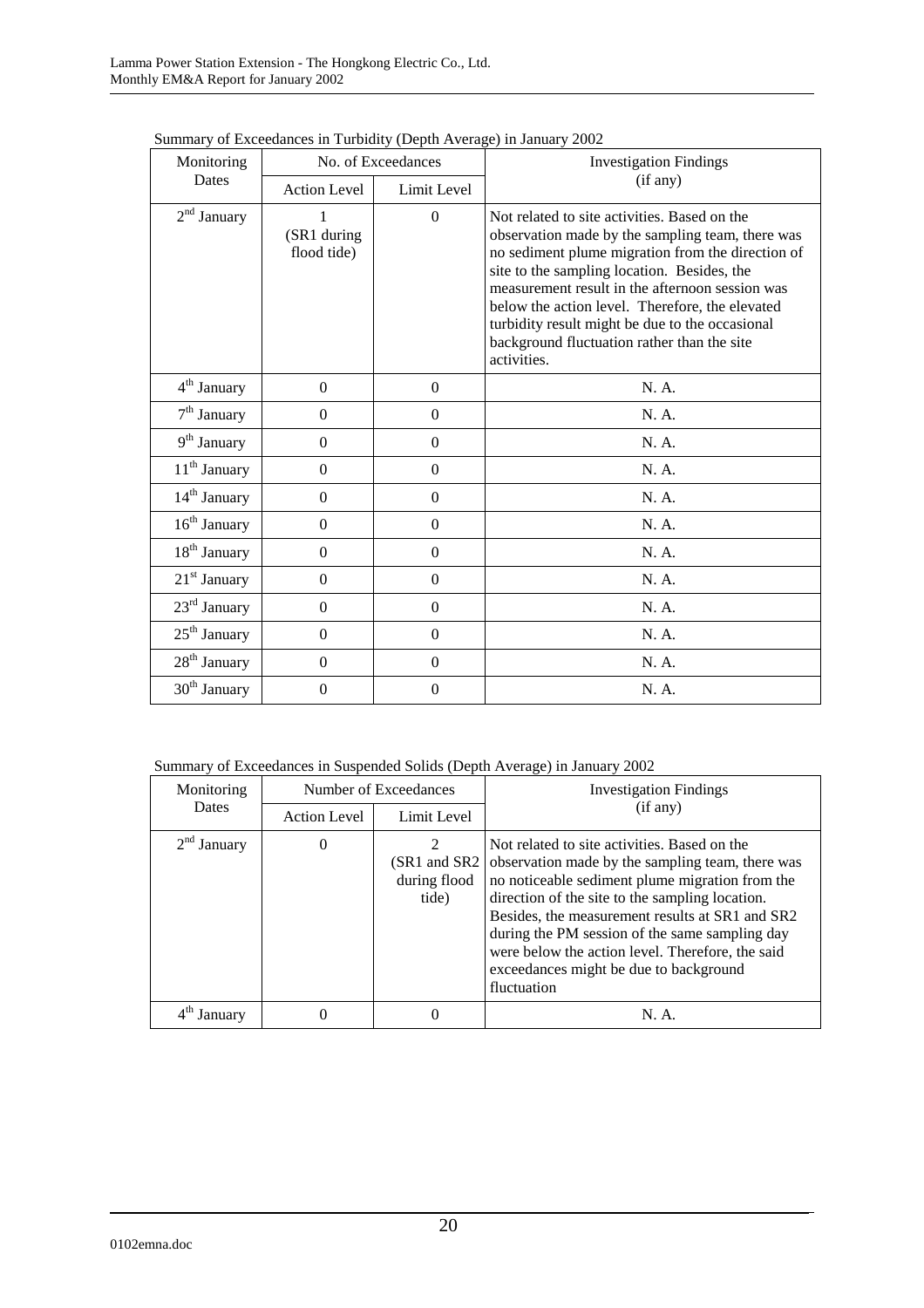Summary of Exceedances in Turbidity (Depth Average) in January 2002

| Monitoring Dates | No. of Exceedances | | Investigation Findings (if any) |
|---|---|---|---|
| | Action Level | Limit Level | |
| 2nd January | 1 (SR1 during flood tide) | 0 | Not related to site activities. Based on the observation made by the sampling team, there was no sediment plume migration from the direction of site to the sampling location. Besides, the measurement result in the afternoon session was below the action level. Therefore, the elevated turbidity result might be due to the occasional background fluctuation rather than the site activities. |
| 4th January | 0 | 0 | N. A. |
| 7th January | 0 | 0 | N. A. |
| 9th January | 0 | 0 | N. A. |
| 11th January | 0 | 0 | N. A. |
| 14th January | 0 | 0 | N. A. |
| 16th January | 0 | 0 | N. A. |
| 18th January | 0 | 0 | N. A. |
| 21st January | 0 | 0 | N. A. |
| 23rd January | 0 | 0 | N. A. |
| 25th January | 0 | 0 | N. A. |
| 28th January | 0 | 0 | N. A. |
| 30th January | 0 | 0 | N. A. |

Summary of Exceedances in Suspended Solids (Depth Average) in January 2002

| Monitoring Dates | Number of Exceedances | | Investigation Findings (if any) |
|---|---|---|---|
| | Action Level | Limit Level | |
| 2nd January | 0 | 2 (SR1 and SR2 during flood tide) | Not related to site activities. Based on the observation made by the sampling team, there was no noticeable sediment plume migration from the direction of the site to the sampling location. Besides, the measurement results at SR1 and SR2 during the PM session of the same sampling day were below the action level. Therefore, the said exceedances might be due to background fluctuation |
| 4th January | 0 | 0 | N. A. |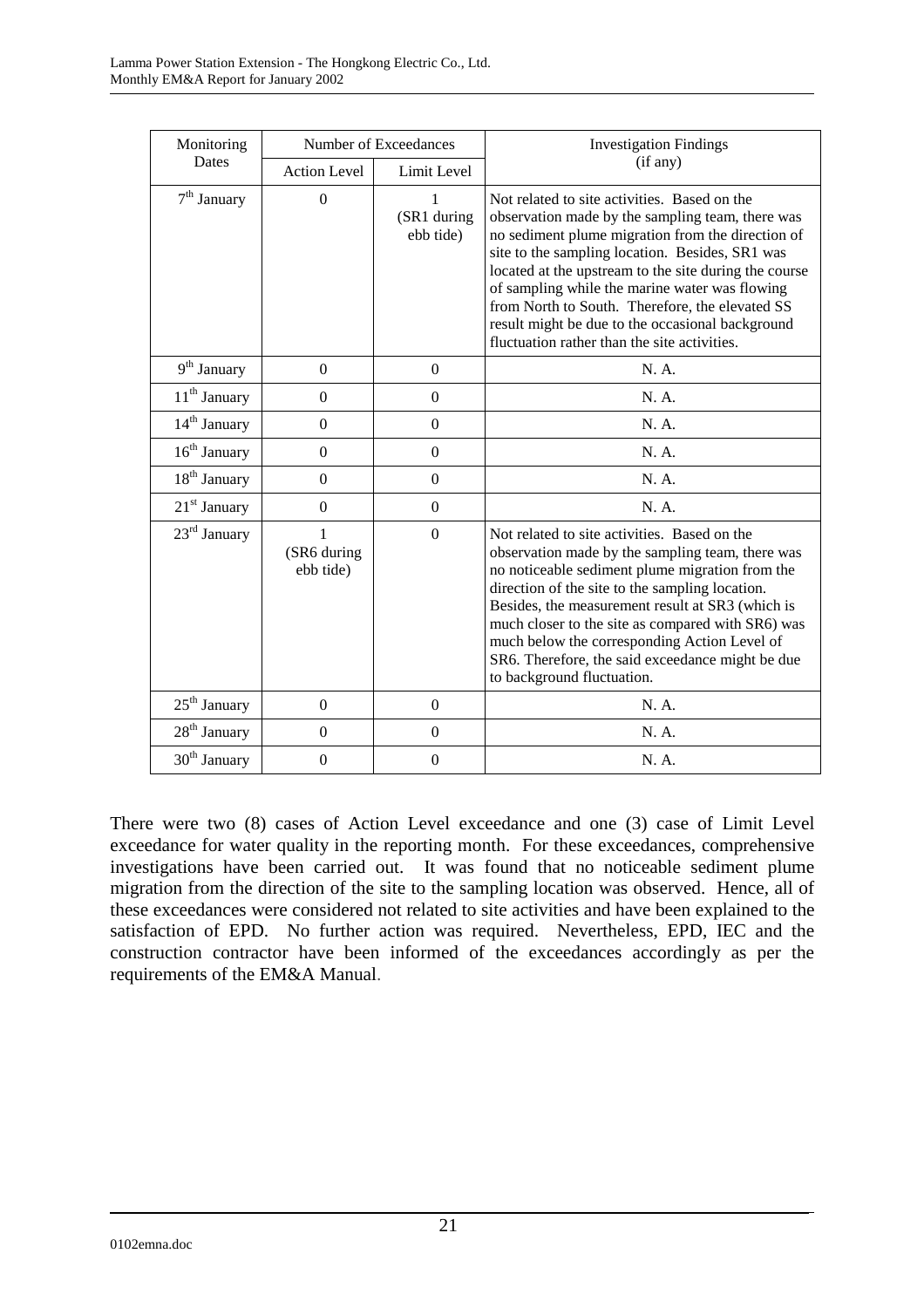| Monitoring Dates | Number of Exceedances | | Investigation Findings (if any) |
|---|---|---|---|
| | Action Level | Limit Level | |
| 7th January | 0 | 1 (SR1 during ebb tide) | Not related to site activities. Based on the observation made by the sampling team, there was no sediment plume migration from the direction of site to the sampling location. Besides, SR1 was located at the upstream to the site during the course of sampling while the marine water was flowing from North to South. Therefore, the elevated SS result might be due to the occasional background fluctuation rather than the site activities. |
| 9th January | 0 | 0 | N. A. |
| 11th January | 0 | 0 | N. A. |
| 14th January | 0 | 0 | N. A. |
| 16th January | 0 | 0 | N. A. |
| 18th January | 0 | 0 | N. A. |
| 21st January | 0 | 0 | N. A. |
| 23rd January | 1 (SR6 during ebb tide) | 0 | Not related to site activities. Based on the observation made by the sampling team, there was no noticeable sediment plume migration from the direction of the site to the sampling location. Besides, the measurement result at SR3 (which is much closer to the site as compared with SR6) was much below the corresponding Action Level of SR6. Therefore, the said exceedance might be due to background fluctuation. |
| 25th January | 0 | 0 | N. A. |
| 28th January | 0 | 0 | N. A. |
| 30th January | 0 | 0 | N. A. |

There were two (8) cases of Action Level exceedance and one (3) case of Limit Level exceedance for water quality in the reporting month. For these exceedances, comprehensive investigations have been carried out. It was found that no noticeable sediment plume migration from the direction of the site to the sampling location was observed. Hence, all of these exceedances were considered not related to site activities and have been explained to the satisfaction of EPD. No further action was required. Nevertheless, EPD, IEC and the construction contractor have been informed of the exceedances accordingly as per the requirements of the EM&A Manual.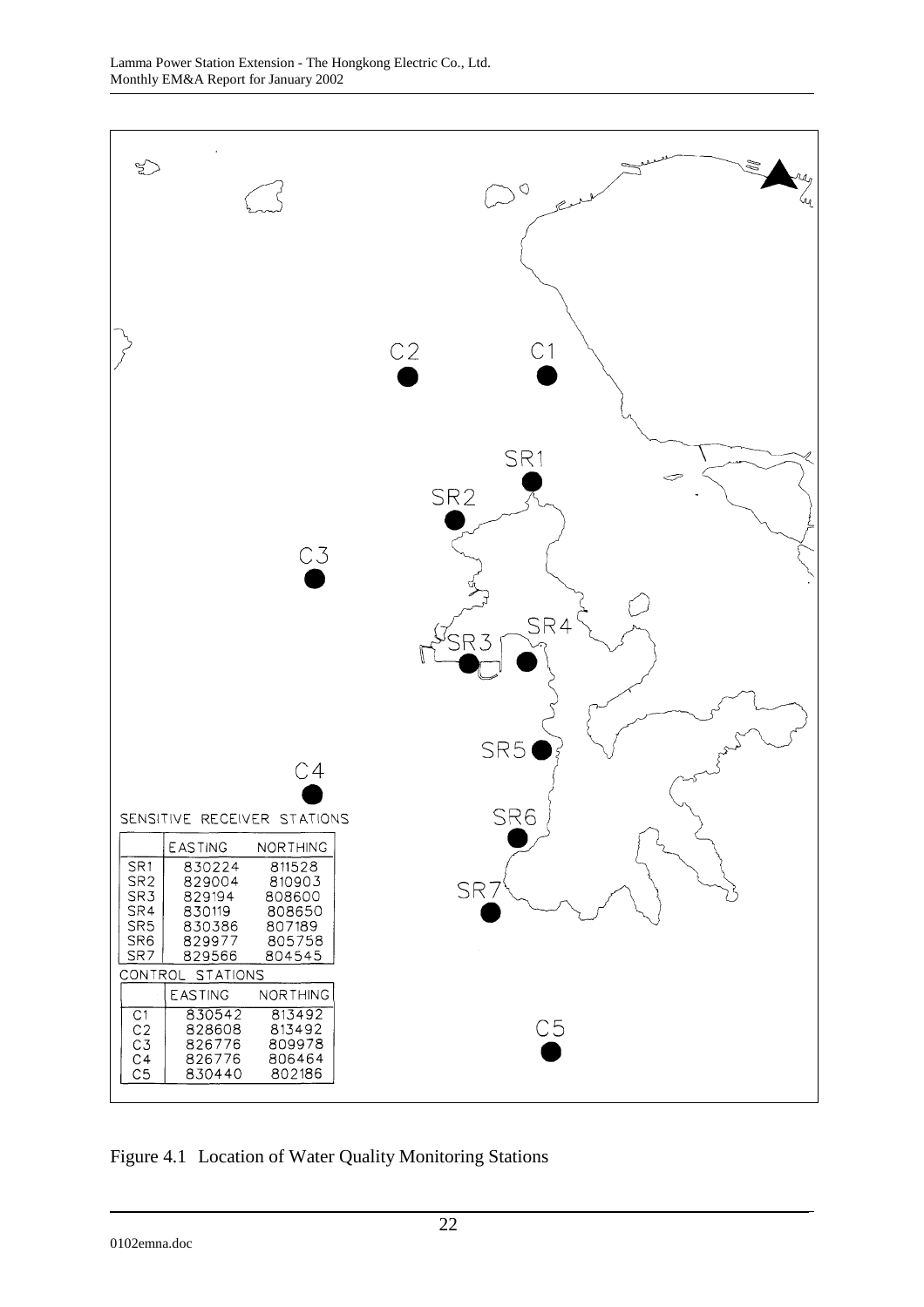SENSITIVE RECEIVER STATIONS

| | EASTING | NORTHING |
|---|---|---|
| SR1 | 830224 | 811528 |
| SR2 | 829004 | 810903 |
| SR3 | 829194 | 808600 |
| SR4 | 830119 | 808650 |
| SR5 | 830386 | 807189 |
| SR6 | 829977 | 805758 |
| SR7 | 829566 | 804545 |

CONTROL STATIONS

| | EASTING | NORTHING |
|---|---|---|
| C1 | 830542 | 813492 |
| C2 | 828608 | 813492 |
| C3 | 826776 | 809978 |
| C4 | 826776 | 806464 |
| C5 | 830440 | 802186 |

Figure 4.1 Location of Water Quality Monitoring Stations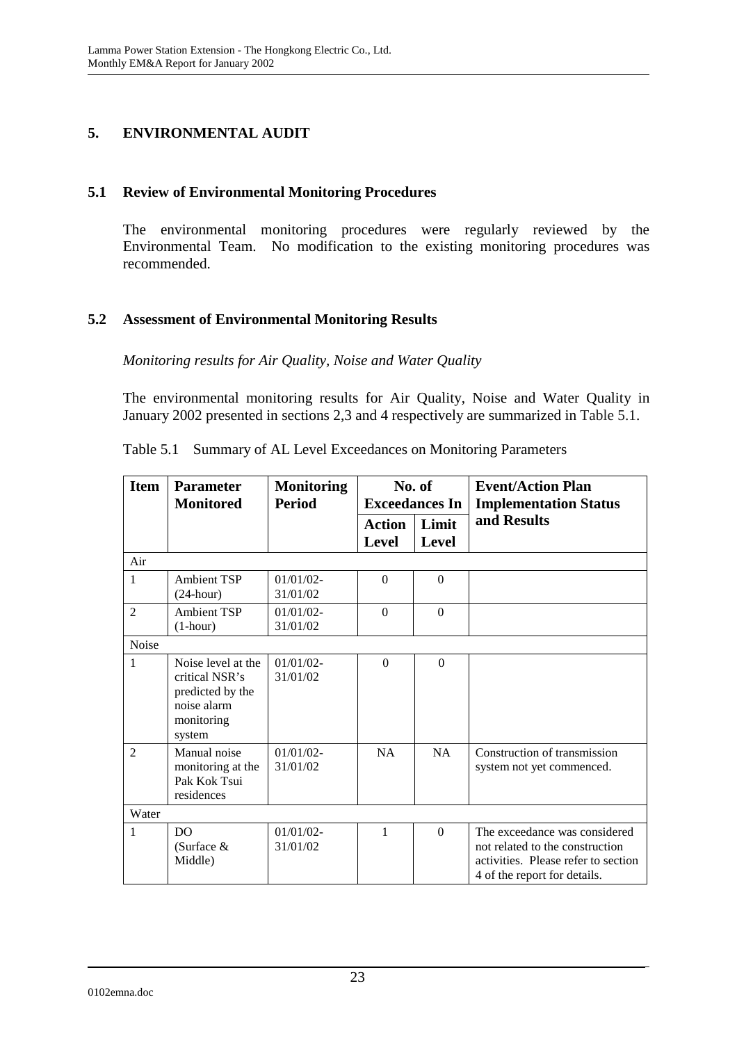## 5. ENVIRONMENTAL AUDIT

### 5.1 Review of Environmental Monitoring Procedures

The environmental monitoring procedures were regularly reviewed by the Environmental Team. No modification to the existing monitoring procedures was recommended.

### 5.2 Assessment of Environmental Monitoring Results

*Monitoring results for Air Quality, Noise and Water Quality*

The environmental monitoring results for Air Quality, Noise and Water Quality in January 2002 presented in sections 2,3 and 4 respectively are summarized in Table 5.1.

Table 5.1 Summary of AL Level Exceedances on Monitoring Parameters

| **Item** | **Parameter Monitored** | **Monitoring Period** | **No. of Exceedances In** | | **Event/Action Plan Implementation Status and Results** |
|---|---|---|---|---|---|
| | | | **Action Level** | **Limit Level** | |
| Air | | | | | |
| 1 | Ambient TSP (24-hour) | 01/01/02-31/01/02 | 0 | 0 | |
| 2 | Ambient TSP (1-hour) | 01/01/02-31/01/02 | 0 | 0 | |
| Noise | | | | | |
| 1 | Noise level at the critical NSR's predicted by the noise alarm monitoring system | 01/01/02-31/01/02 | 0 | 0 | |
| 2 | Manual noise monitoring at the Pak Kok Tsui residences | 01/01/02-31/01/02 | NA | NA | Construction of transmission system not yet commenced. |
| Water | | | | | |
| 1 | DO (Surface & Middle) | 01/01/02-31/01/02 | 1 | 0 | The exceedance was considered not related to the construction activities. Please refer to section 4 of the report for details. |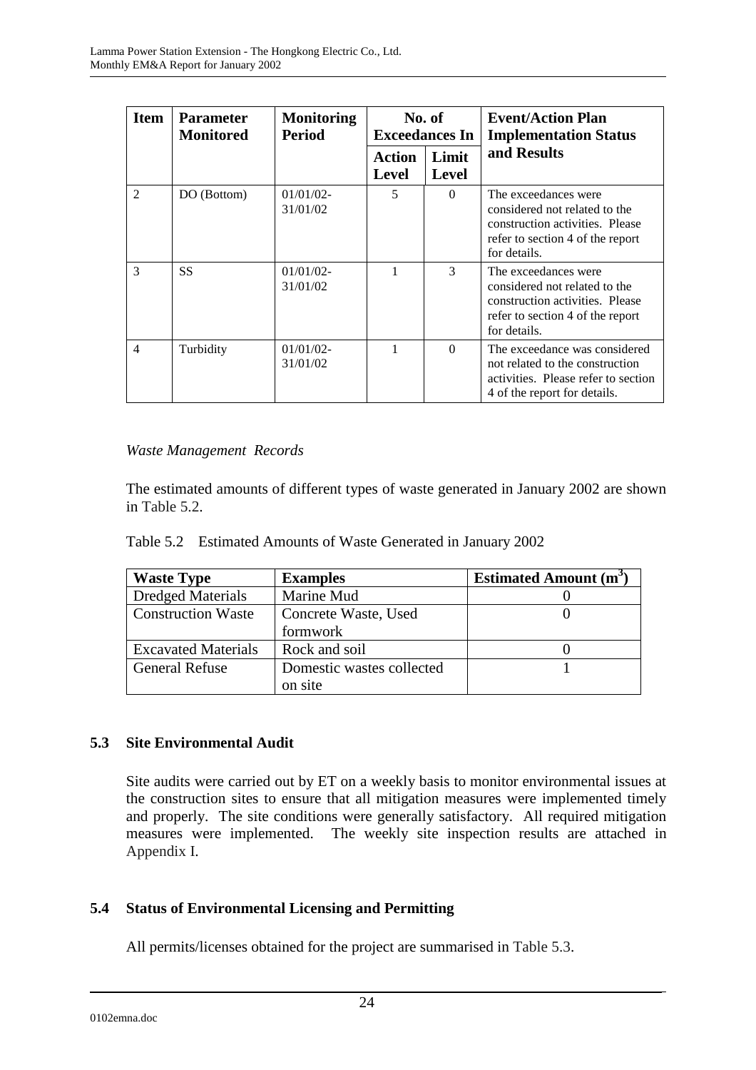| Item | Parameter Monitored | Monitoring Period | No. of Exceedances In | | Event/Action Plan Implementation Status and Results |
|---|---|---|---|---|---|
| | | | Action Level | Limit Level | |
| 2 | DO (Bottom) | 01/01/02-31/01/02 | 5 | 0 | The exceedances were considered not related to the construction activities. Please refer to section 4 of the report for details. |
| 3 | SS | 01/01/02-31/01/02 | 1 | 3 | The exceedances were considered not related to the construction activities. Please refer to section 4 of the report for details. |
| 4 | Turbidity | 01/01/02-31/01/02 | 1 | 0 | The exceedance was considered not related to the construction activities. Please refer to section 4 of the report for details. |

*Waste Management Records*

The estimated amounts of different types of waste generated in January 2002 are shown in Table 5.2.

Table 5.2 Estimated Amounts of Waste Generated in January 2002

| Waste Type | Examples | Estimated Amount ($m^3$) |
|---|---|---|
| Dredged Materials | Marine Mud | 0 |
| Construction Waste | Concrete Waste, Used formwork | 0 |
| Excavated Materials | Rock and soil | 0 |
| General Refuse | Domestic wastes collected on site | 1 |

### 5.3 Site Environmental Audit

Site audits were carried out by ET on a weekly basis to monitor environmental issues at the construction sites to ensure that all mitigation measures were implemented timely and properly. The site conditions were generally satisfactory. All required mitigation measures were implemented. The weekly site inspection results are attached in Appendix I.

### 5.4 Status of Environmental Licensing and Permitting

All permits/licenses obtained for the project are summarised in Table 5.3.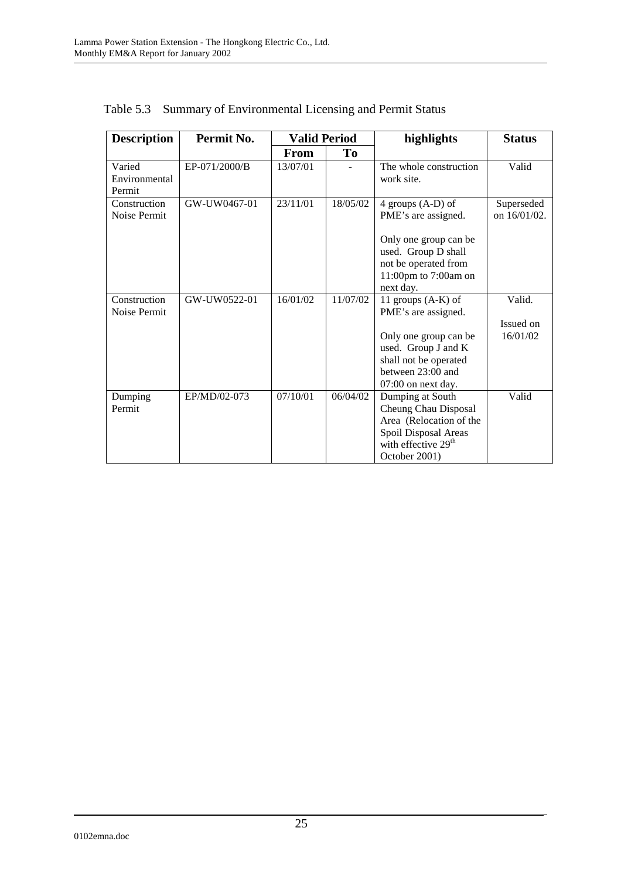Table 5.3 Summary of Environmental Licensing and Permit Status

| Description | Permit No. | Valid Period | | highlights | Status |
|---|---|---|---|---|---|
| | | From | To | | |
| Varied Environmental Permit | EP-071/2000/B | 13/07/01 | - | The whole construction work site. | Valid |
| Construction Noise Permit | GW-UW0467-01 | 23/11/01 | 18/05/02 | 4 groups (A-D) of PME's are assigned.<br><br>Only one group can be used. Group D shall not be operated from 11:00pm to 7:00am on next day. | Superseded on 16/01/02. |
| Construction Noise Permit | GW-UW0522-01 | 16/01/02 | 11/07/02 | 11 groups (A-K) of PME's are assigned.<br><br>Only one group can be used. Group J and K shall not be operated between 23:00 and 07:00 on next day. | Valid.<br><br>Issued on 16/01/02 |
| Dumping Permit | EP/MD/02-073 | 07/10/01 | 06/04/02 | Dumping at South Cheung Chau Disposal Area (Relocation of the Spoil Disposal Areas with effective 29th October 2001) | Valid |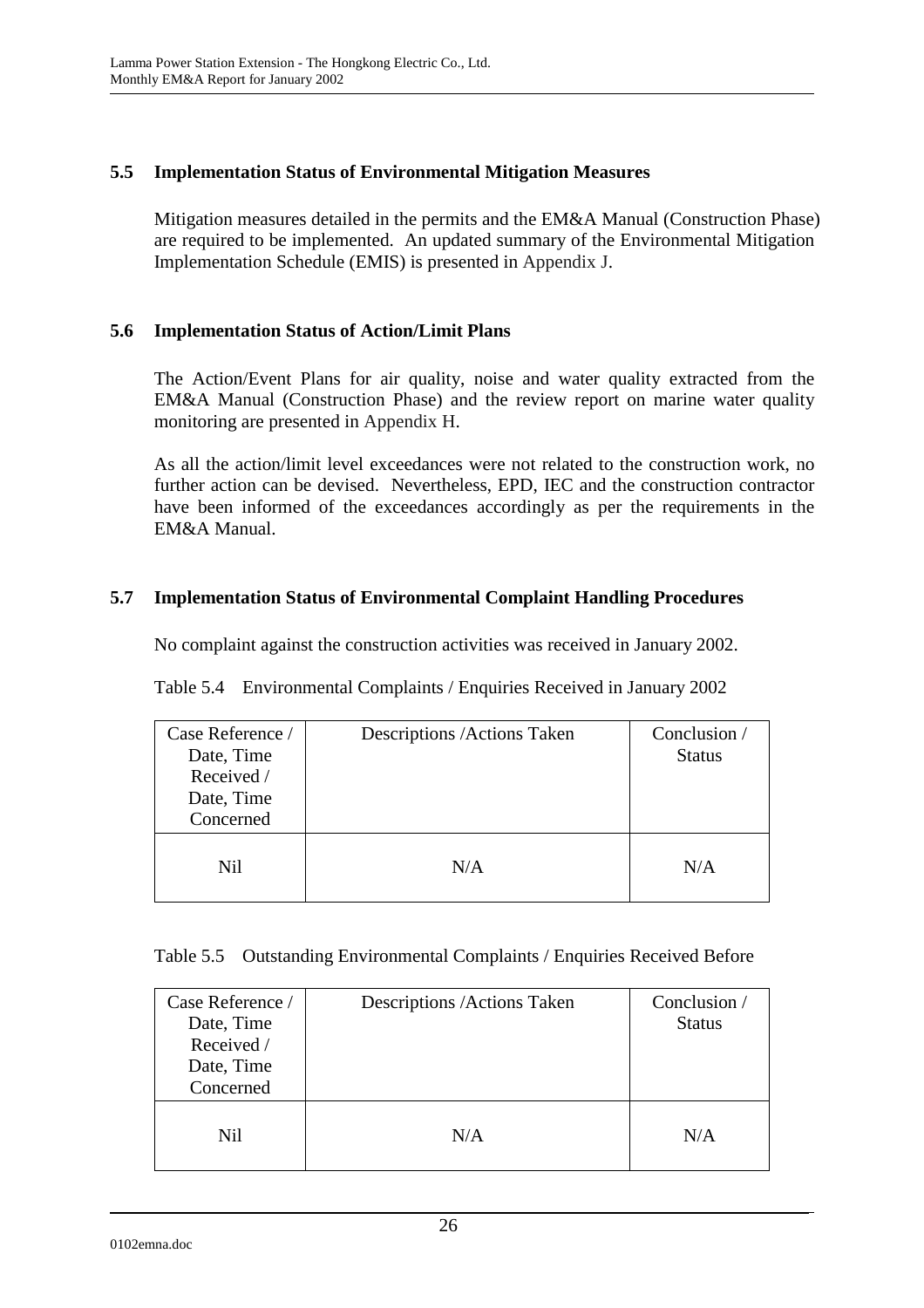### 5.5 Implementation Status of Environmental Mitigation Measures

Mitigation measures detailed in the permits and the EM&A Manual (Construction Phase) are required to be implemented. An updated summary of the Environmental Mitigation Implementation Schedule (EMIS) is presented in Appendix J.

### 5.6 Implementation Status of Action/Limit Plans

The Action/Event Plans for air quality, noise and water quality extracted from the EM&A Manual (Construction Phase) and the review report on marine water quality monitoring are presented in Appendix H.

As all the action/limit level exceedances were not related to the construction work, no further action can be devised. Nevertheless, EPD, IEC and the construction contractor have been informed of the exceedances accordingly as per the requirements in the EM&A Manual.

### 5.7 Implementation Status of Environmental Complaint Handling Procedures

No complaint against the construction activities was received in January 2002.

Table 5.4 Environmental Complaints / Enquiries Received in January 2002

| Case Reference / Date, Time Received / Date, Time Concerned | Descriptions /Actions Taken | Conclusion / Status |
|---|---|---|
| Nil | N/A | N/A |

Table 5.5 Outstanding Environmental Complaints / Enquiries Received Before

| Case Reference / Date, Time Received / Date, Time Concerned | Descriptions /Actions Taken | Conclusion / Status |
|---|---|---|
| Nil | N/A | N/A |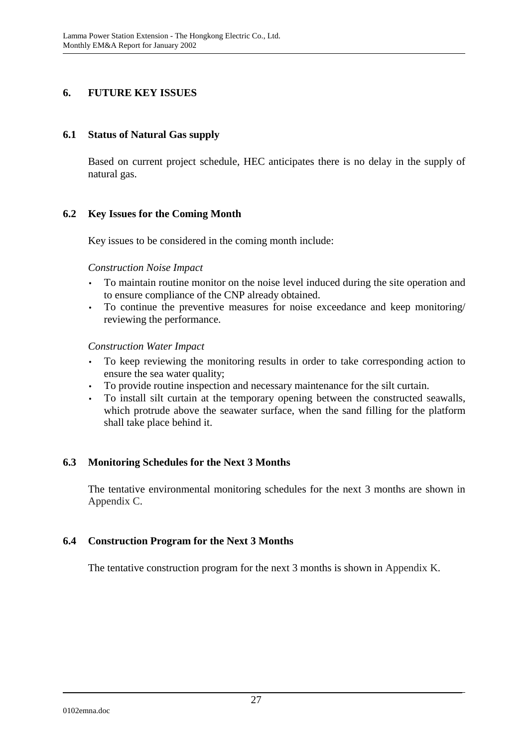# 6. FUTURE KEY ISSUES

## 6.1 Status of Natural Gas supply

Based on current project schedule, HEC anticipates there is no delay in the supply of natural gas.

## 6.2 Key Issues for the Coming Month

Key issues to be considered in the coming month include:

*Construction Noise Impact*

- To maintain routine monitor on the noise level induced during the site operation and to ensure compliance of the CNP already obtained.
- To continue the preventive measures for noise exceedance and keep monitoring/ reviewing the performance.

*Construction Water Impact*

- To keep reviewing the monitoring results in order to take corresponding action to ensure the sea water quality;
- To provide routine inspection and necessary maintenance for the silt curtain.
- To install silt curtain at the temporary opening between the constructed seawalls, which protrude above the seawater surface, when the sand filling for the platform shall take place behind it.

## 6.3 Monitoring Schedules for the Next 3 Months

The tentative environmental monitoring schedules for the next 3 months are shown in Appendix C.

## 6.4 Construction Program for the Next 3 Months

The tentative construction program for the next 3 months is shown in Appendix K.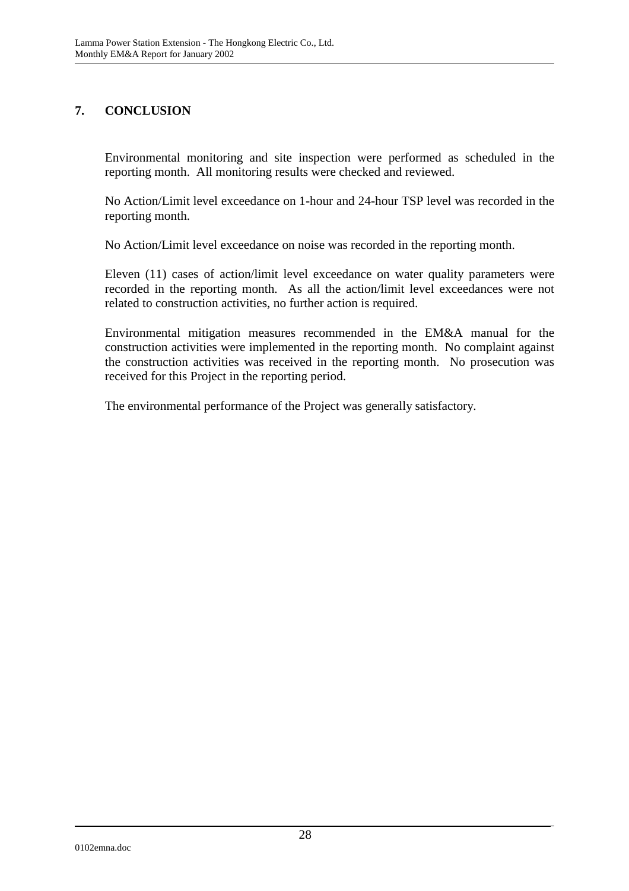## 7. CONCLUSION

Environmental monitoring and site inspection were performed as scheduled in the reporting month. All monitoring results were checked and reviewed.

No Action/Limit level exceedance on 1-hour and 24-hour TSP level was recorded in the reporting month.

No Action/Limit level exceedance on noise was recorded in the reporting month.

Eleven (11) cases of action/limit level exceedance on water quality parameters were recorded in the reporting month. As all the action/limit level exceedances were not related to construction activities, no further action is required.

Environmental mitigation measures recommended in the EM&A manual for the construction activities were implemented in the reporting month. No complaint against the construction activities was received in the reporting month. No prosecution was received for this Project in the reporting period.

The environmental performance of the Project was generally satisfactory.